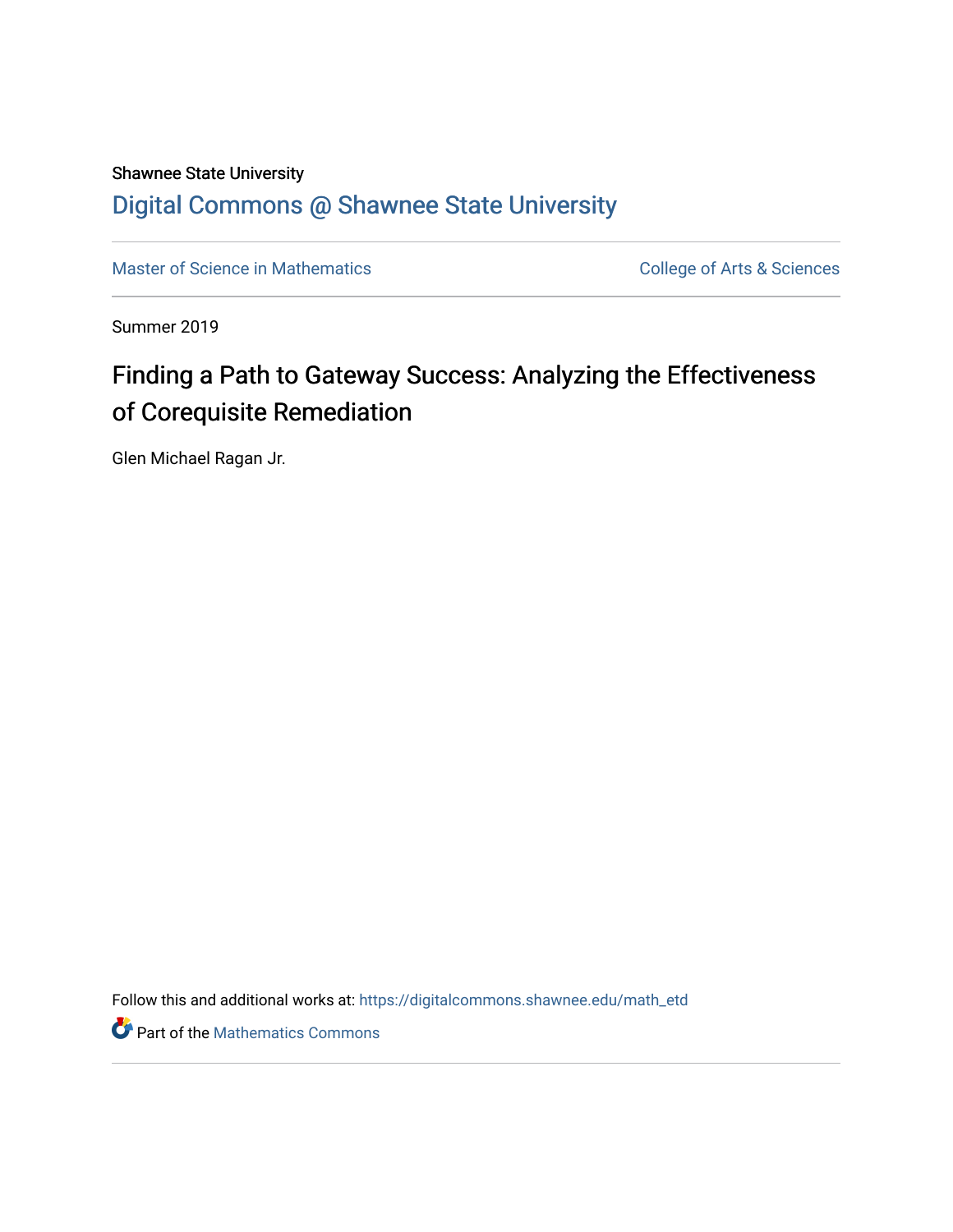Shawnee State University

[Digital Commons @ Shawnee State University](https://digitalcommons.shawnee.edu)

Master of Science in Mathematics | College of Arts & Sciences

Summer 2019

# Finding a Path to Gateway Success: Analyzing the Effectiveness of Corequisite Remediation

Glen Michael Ragan Jr.

Follow this and additional works at: https://digitalcommons.shawnee.edu/math_etd

Part of the Mathematics Commons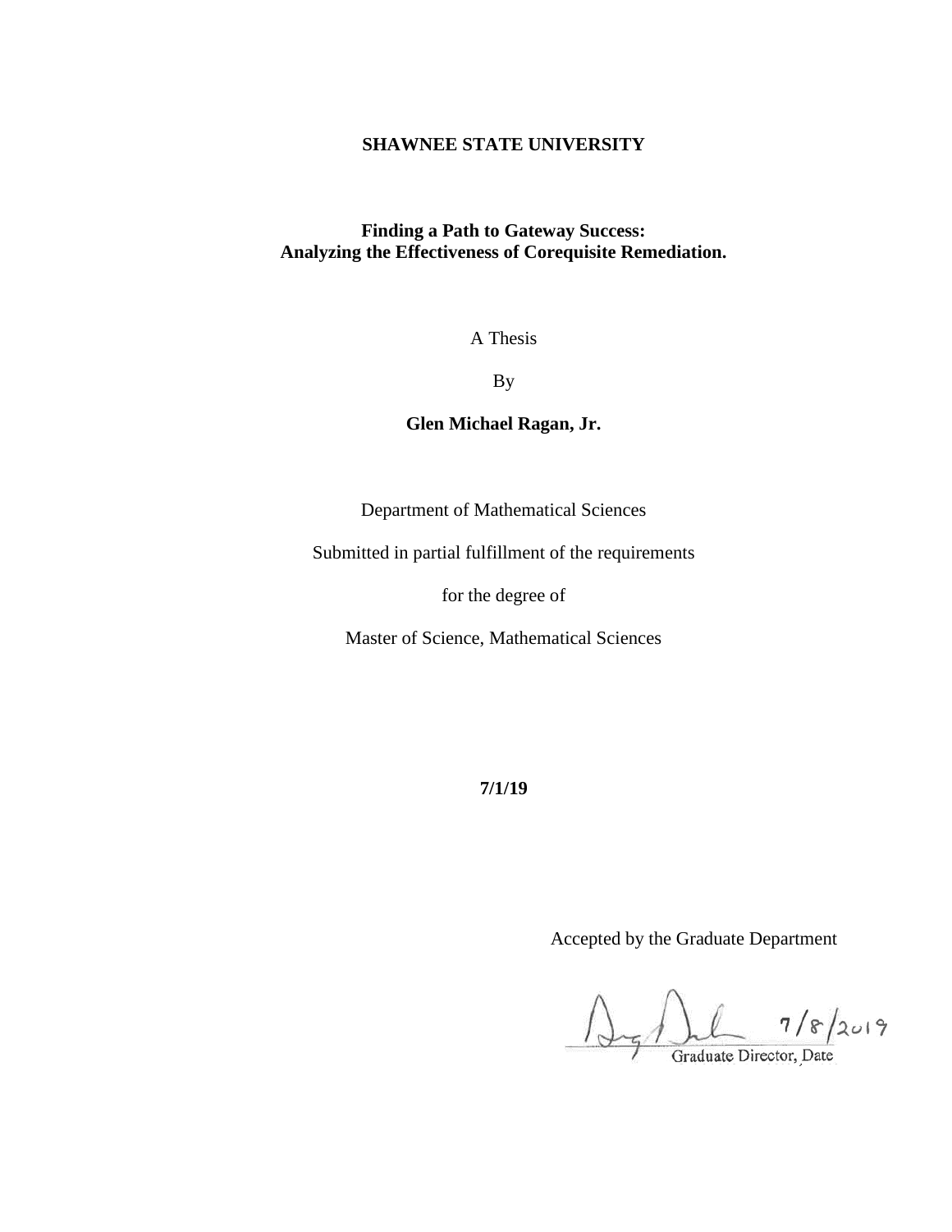**SHAWNEE STATE UNIVERSITY**

**Finding a Path to Gateway Success:**
**Analyzing the Effectiveness of Corequisite Remediation.**

A Thesis

By

**Glen Michael Ragan, Jr.**

Department of Mathematical Sciences

Submitted in partial fulfillment of the requirements

for the degree of

Master of Science, Mathematical Sciences

**7/1/19**

Accepted by the Graduate Department

7/8/2019

Graduate Director, Date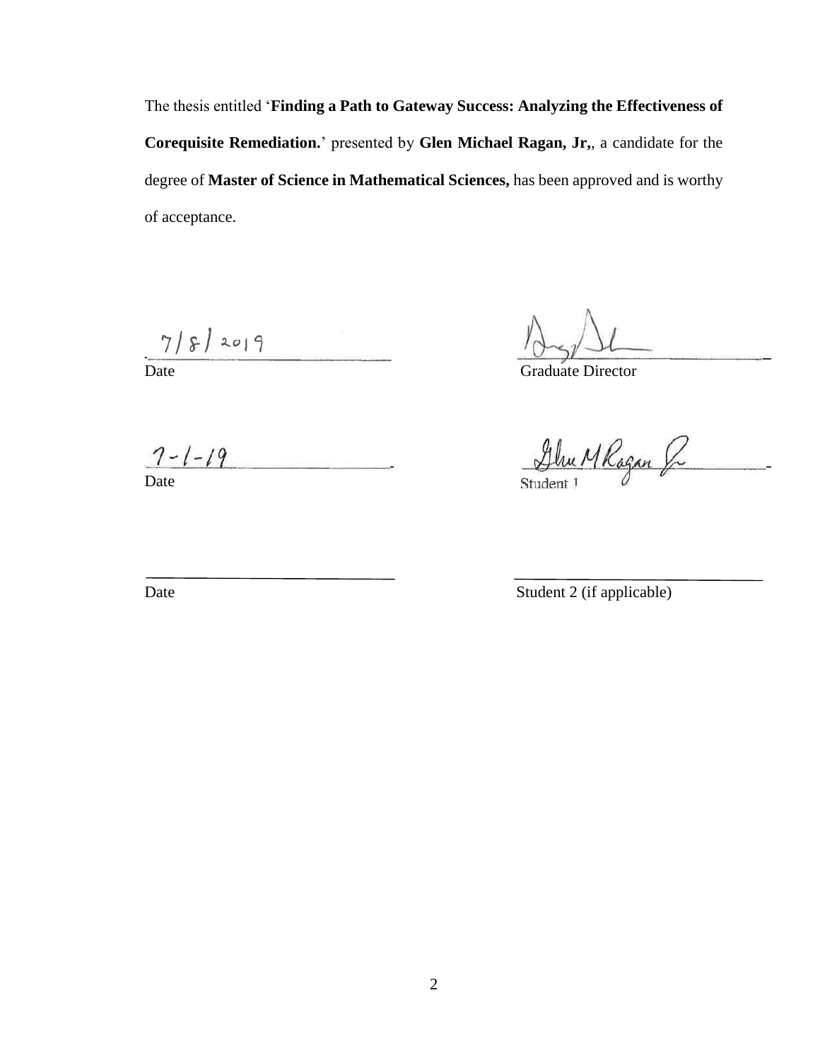The thesis entitled '**Finding a Path to Gateway Success: Analyzing the Effectiveness of Corequisite Remediation.**' presented by **Glen Michael Ragan, Jr,**, a candidate for the degree of **Master of Science in Mathematical Sciences,** has been approved and is worthy of acceptance.

7/8/2019
Date

Graduate Director

7-1-19
Date

Glen M Ragan Jr
Student 1

Date

Student 2 (if applicable)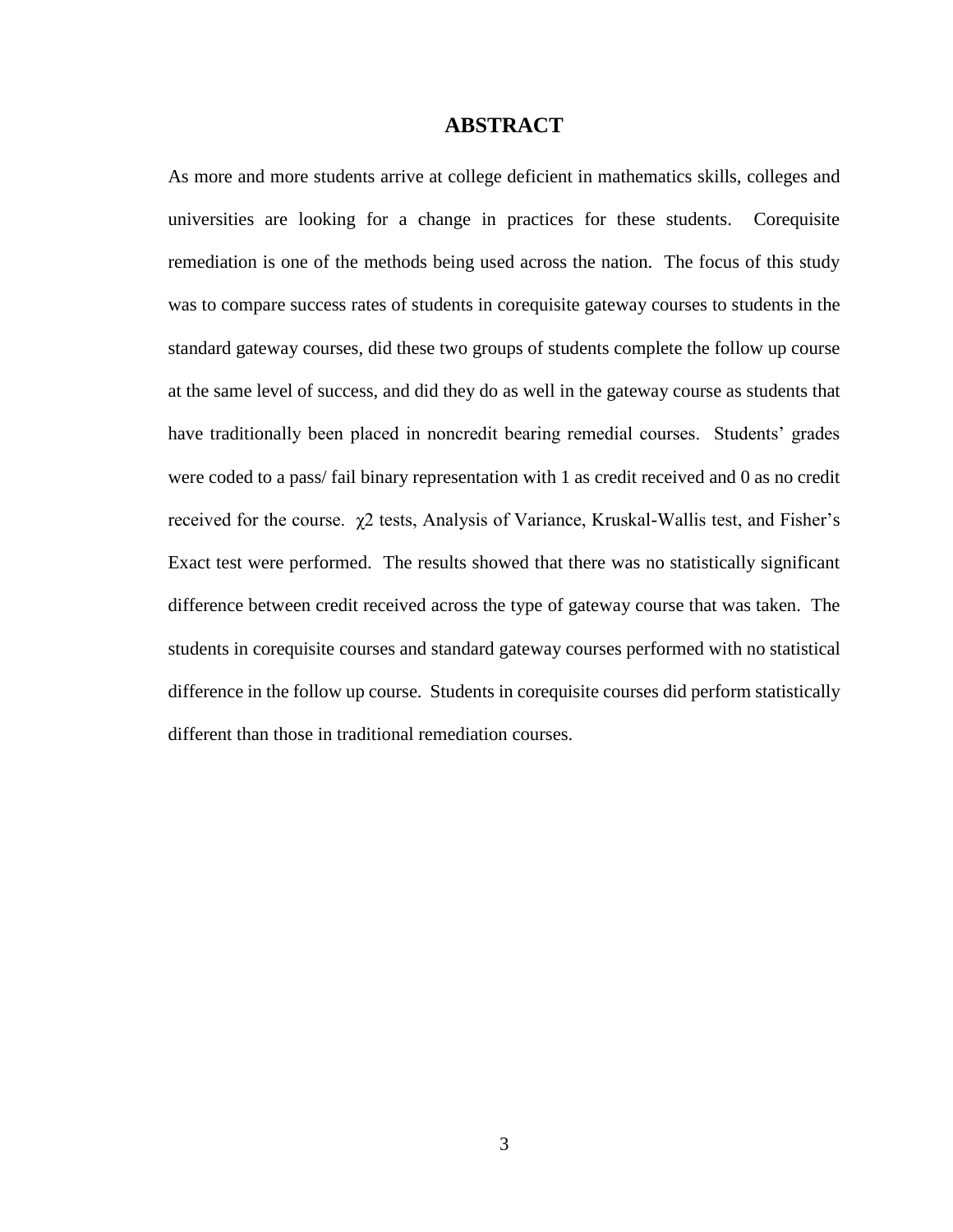# ABSTRACT

As more and more students arrive at college deficient in mathematics skills, colleges and universities are looking for a change in practices for these students. Corequisite remediation is one of the methods being used across the nation. The focus of this study was to compare success rates of students in corequisite gateway courses to students in the standard gateway courses, did these two groups of students complete the follow up course at the same level of success, and did they do as well in the gateway course as students that have traditionally been placed in noncredit bearing remedial courses. Students' grades were coded to a pass/ fail binary representation with 1 as credit received and 0 as no credit received for the course. $\chi 2$ tests, Analysis of Variance, Kruskal-Wallis test, and Fisher's Exact test were performed. The results showed that there was no statistically significant difference between credit received across the type of gateway course that was taken. The students in corequisite courses and standard gateway courses performed with no statistical difference in the follow up course. Students in corequisite courses did perform statistically different than those in traditional remediation courses.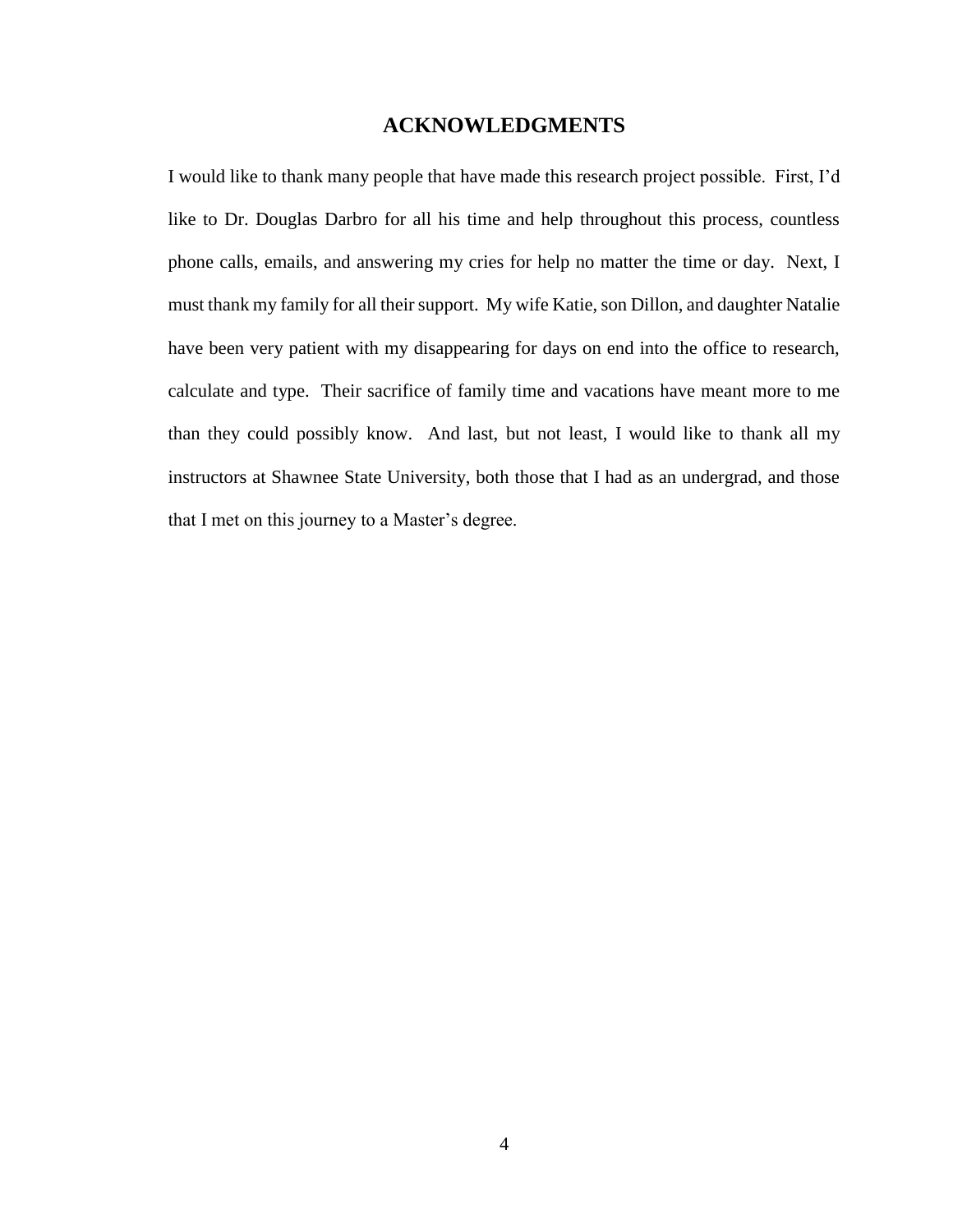# ACKNOWLEDGMENTS

I would like to thank many people that have made this research project possible. First, I'd like to Dr. Douglas Darbro for all his time and help throughout this process, countless phone calls, emails, and answering my cries for help no matter the time or day. Next, I must thank my family for all their support. My wife Katie, son Dillon, and daughter Natalie have been very patient with my disappearing for days on end into the office to research, calculate and type. Their sacrifice of family time and vacations have meant more to me than they could possibly know. And last, but not least, I would like to thank all my instructors at Shawnee State University, both those that I had as an undergrad, and those that I met on this journey to a Master's degree.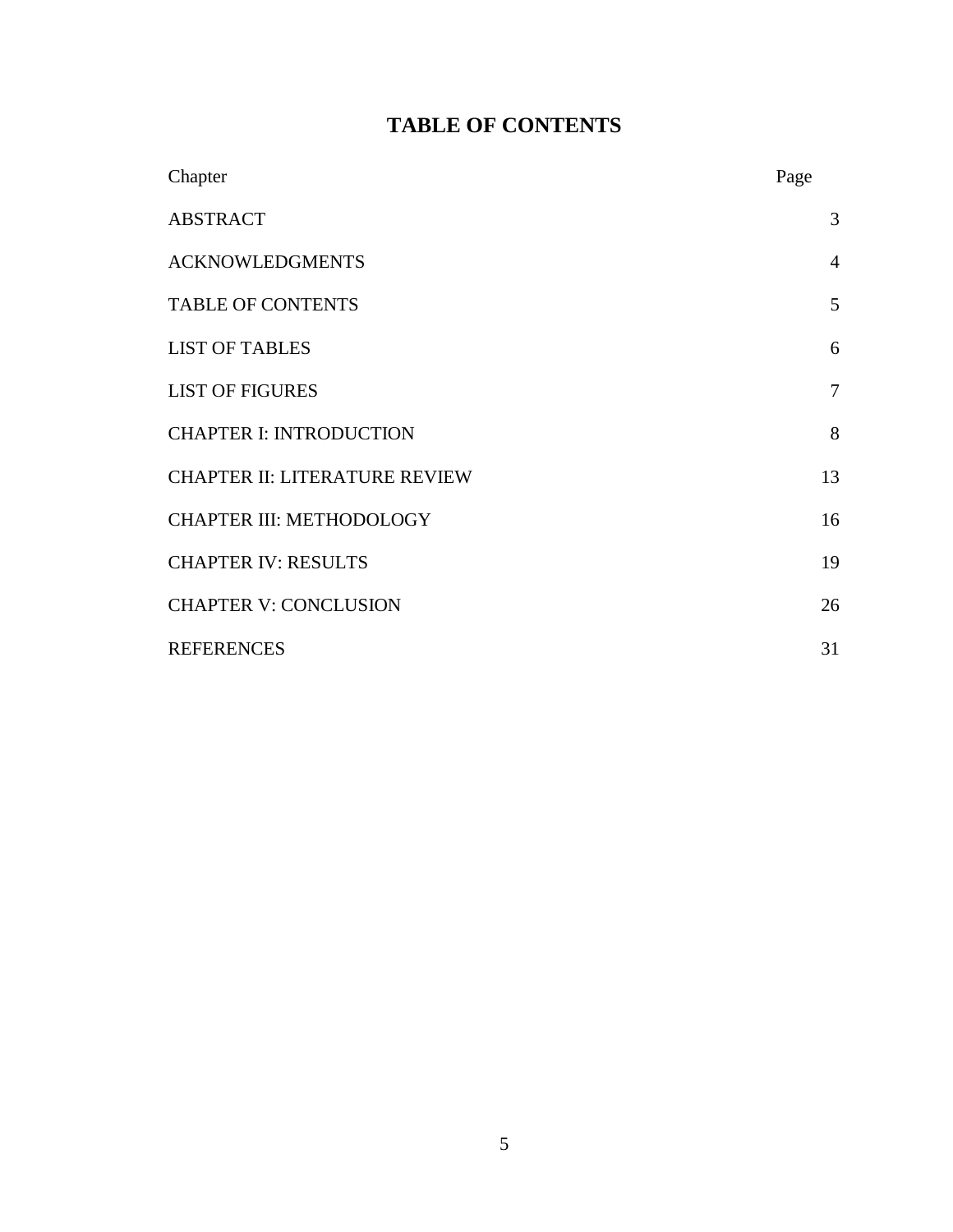# TABLE OF CONTENTS

| Chapter | Page |
|---|---|
| ABSTRACT | 3 |
| ACKNOWLEDGMENTS | 4 |
| TABLE OF CONTENTS | 5 |
| LIST OF TABLES | 6 |
| LIST OF FIGURES | 7 |
| CHAPTER I: INTRODUCTION | 8 |
| CHAPTER II: LITERATURE REVIEW | 13 |
| CHAPTER III: METHODOLOGY | 16 |
| CHAPTER IV: RESULTS | 19 |
| CHAPTER V: CONCLUSION | 26 |
| REFERENCES | 31 |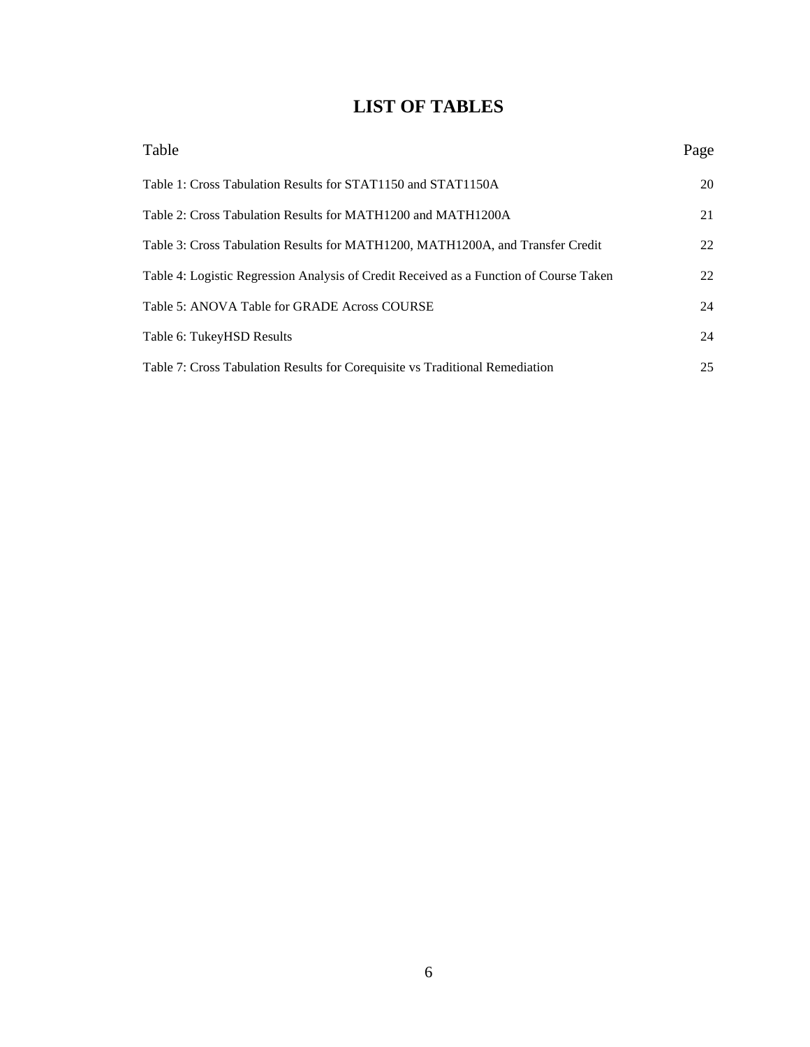# LIST OF TABLES

| Table | Page |
|---|---|
| Table 1: Cross Tabulation Results for STAT1150 and STAT1150A | 20 |
| Table 2: Cross Tabulation Results for MATH1200 and MATH1200A | 21 |
| Table 3: Cross Tabulation Results for MATH1200, MATH1200A, and Transfer Credit | 22 |
| Table 4: Logistic Regression Analysis of Credit Received as a Function of Course Taken | 22 |
| Table 5: ANOVA Table for GRADE Across COURSE | 24 |
| Table 6: TukeyHSD Results | 24 |
| Table 7: Cross Tabulation Results for Corequisite vs Traditional Remediation | 25 |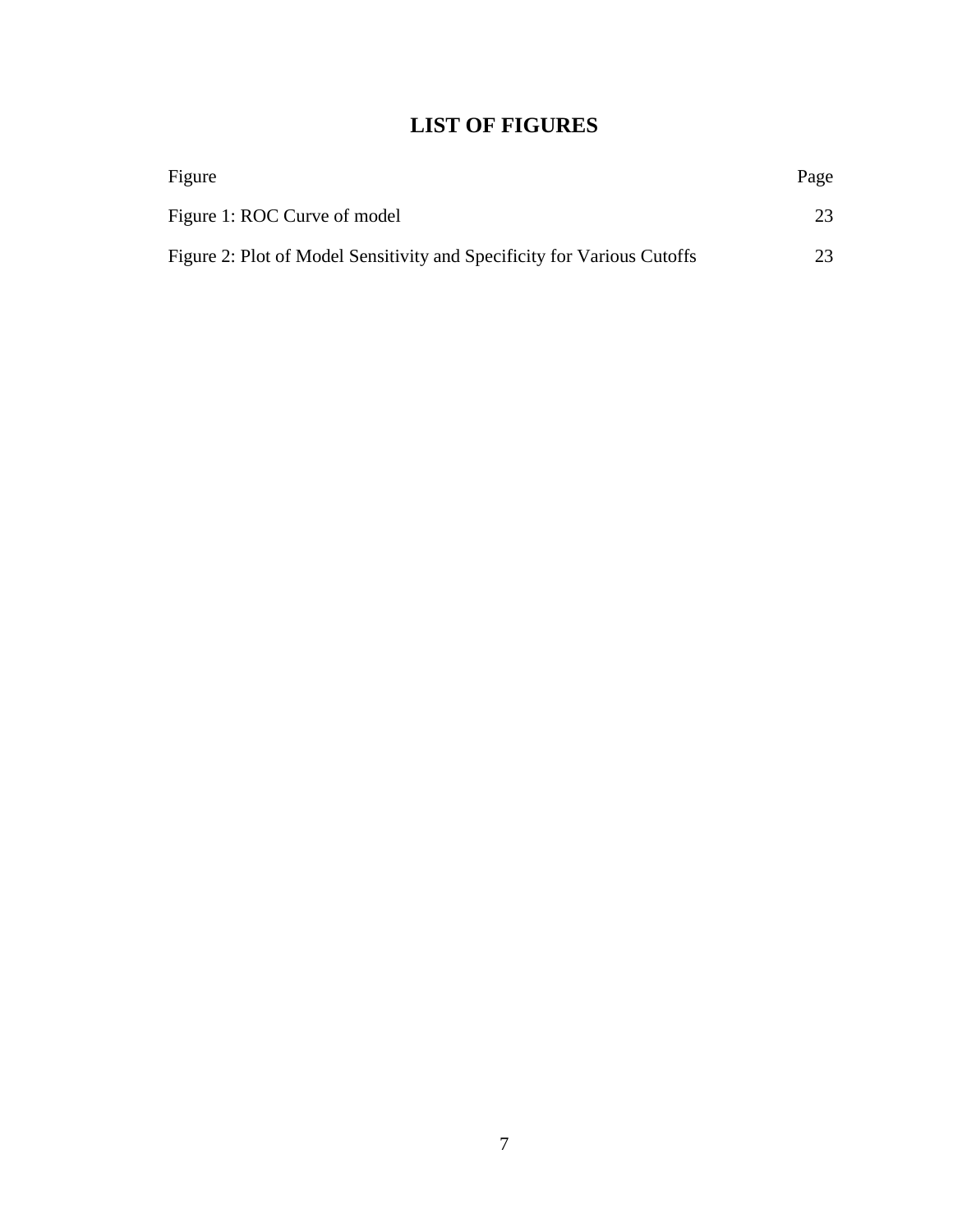# LIST OF FIGURES

| Figure | Page |
| --- | --- |
| Figure 1: ROC Curve of model | 23 |
| Figure 2: Plot of Model Sensitivity and Specificity for Various Cutoffs | 23 |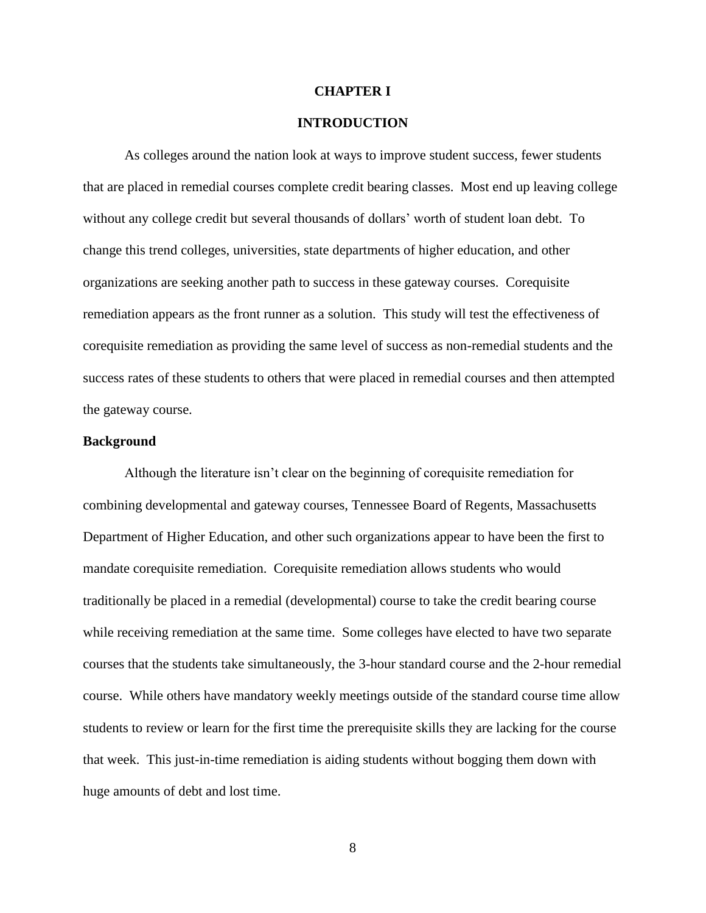# CHAPTER I

# INTRODUCTION

As colleges around the nation look at ways to improve student success, fewer students that are placed in remedial courses complete credit bearing classes. Most end up leaving college without any college credit but several thousands of dollars' worth of student loan debt. To change this trend colleges, universities, state departments of higher education, and other organizations are seeking another path to success in these gateway courses. Corequisite remediation appears as the front runner as a solution. This study will test the effectiveness of corequisite remediation as providing the same level of success as non-remedial students and the success rates of these students to others that were placed in remedial courses and then attempted the gateway course.

## Background

Although the literature isn't clear on the beginning of corequisite remediation for combining developmental and gateway courses, Tennessee Board of Regents, Massachusetts Department of Higher Education, and other such organizations appear to have been the first to mandate corequisite remediation. Corequisite remediation allows students who would traditionally be placed in a remedial (developmental) course to take the credit bearing course while receiving remediation at the same time. Some colleges have elected to have two separate courses that the students take simultaneously, the 3-hour standard course and the 2-hour remedial course. While others have mandatory weekly meetings outside of the standard course time allow students to review or learn for the first time the prerequisite skills they are lacking for the course that week. This just-in-time remediation is aiding students without bogging them down with huge amounts of debt and lost time.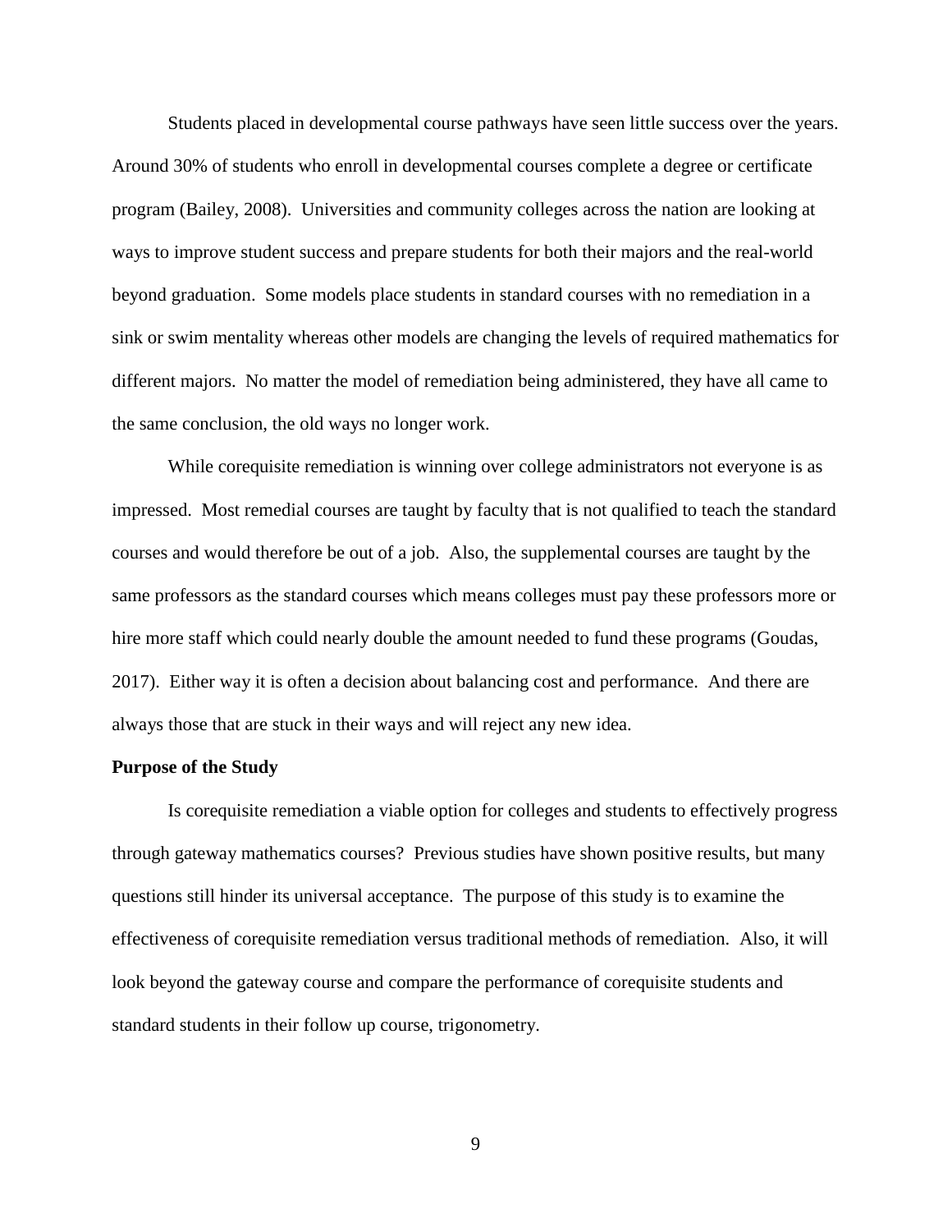Students placed in developmental course pathways have seen little success over the years. Around 30% of students who enroll in developmental courses complete a degree or certificate program (Bailey, 2008). Universities and community colleges across the nation are looking at ways to improve student success and prepare students for both their majors and the real-world beyond graduation. Some models place students in standard courses with no remediation in a sink or swim mentality whereas other models are changing the levels of required mathematics for different majors. No matter the model of remediation being administered, they have all came to the same conclusion, the old ways no longer work.

While corequisite remediation is winning over college administrators not everyone is as impressed. Most remedial courses are taught by faculty that is not qualified to teach the standard courses and would therefore be out of a job. Also, the supplemental courses are taught by the same professors as the standard courses which means colleges must pay these professors more or hire more staff which could nearly double the amount needed to fund these programs (Goudas, 2017). Either way it is often a decision about balancing cost and performance. And there are always those that are stuck in their ways and will reject any new idea.

**Purpose of the Study**

Is corequisite remediation a viable option for colleges and students to effectively progress through gateway mathematics courses? Previous studies have shown positive results, but many questions still hinder its universal acceptance. The purpose of this study is to examine the effectiveness of corequisite remediation versus traditional methods of remediation. Also, it will look beyond the gateway course and compare the performance of corequisite students and standard students in their follow up course, trigonometry.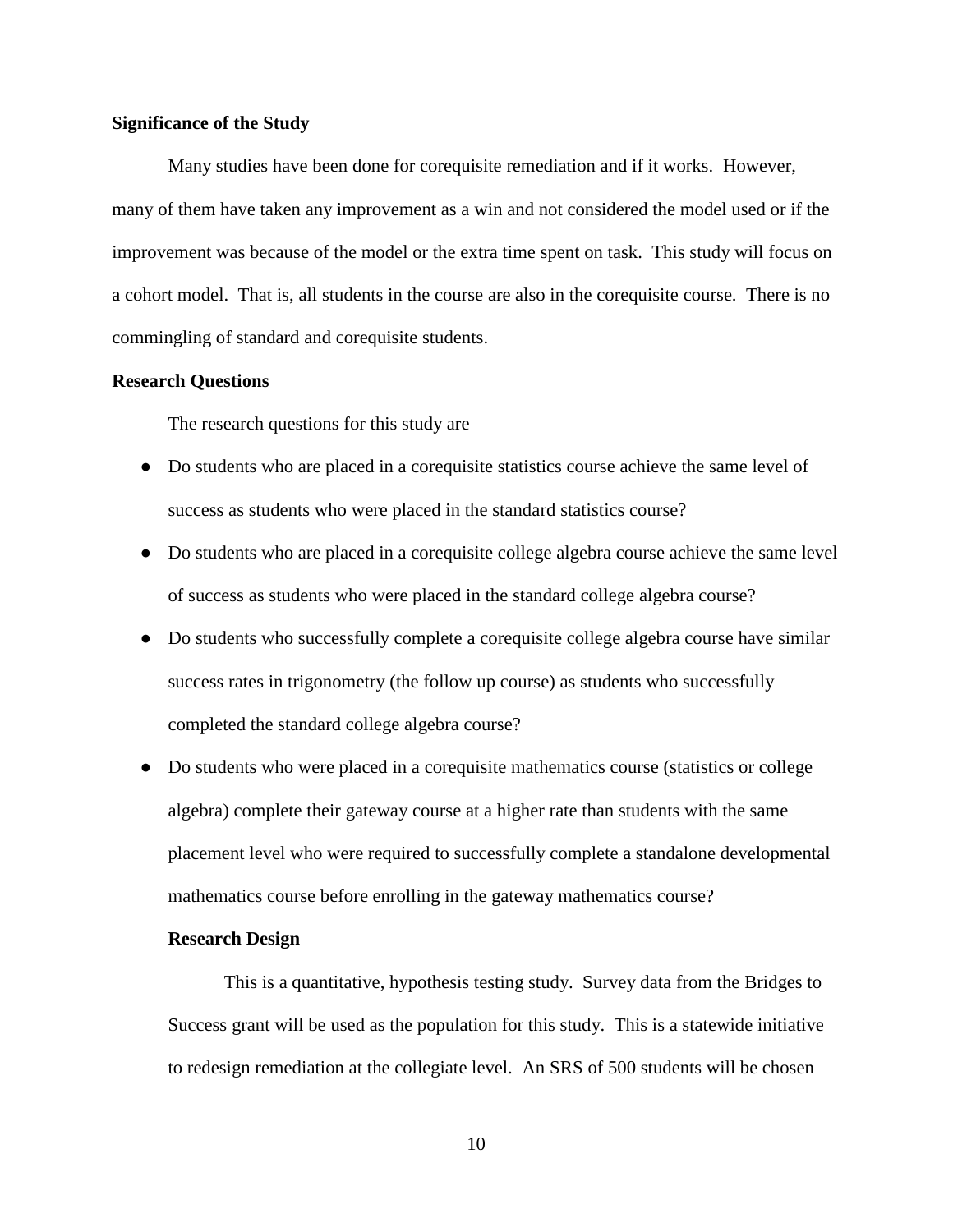## Significance of the Study

Many studies have been done for corequisite remediation and if it works. However, many of them have taken any improvement as a win and not considered the model used or if the improvement was because of the model or the extra time spent on task. This study will focus on a cohort model. That is, all students in the course are also in the corequisite course. There is no commingling of standard and corequisite students.

## Research Questions

The research questions for this study are

- Do students who are placed in a corequisite statistics course achieve the same level of success as students who were placed in the standard statistics course?
- Do students who are placed in a corequisite college algebra course achieve the same level of success as students who were placed in the standard college algebra course?
- Do students who successfully complete a corequisite college algebra course have similar success rates in trigonometry (the follow up course) as students who successfully completed the standard college algebra course?
- Do students who were placed in a corequisite mathematics course (statistics or college algebra) complete their gateway course at a higher rate than students with the same placement level who were required to successfully complete a standalone developmental mathematics course before enrolling in the gateway mathematics course?

### Research Design

This is a quantitative, hypothesis testing study. Survey data from the Bridges to Success grant will be used as the population for this study. This is a statewide initiative to redesign remediation at the collegiate level. An SRS of 500 students will be chosen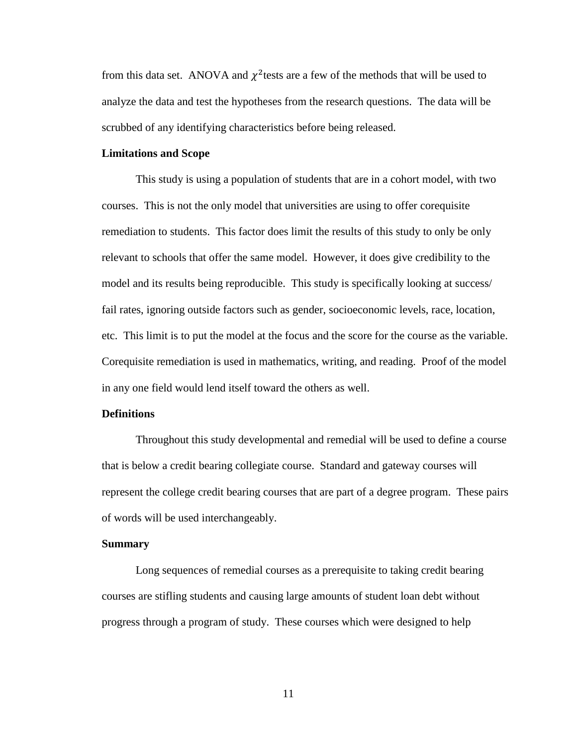from this data set. ANOVA and $\chi^2$tests are a few of the methods that will be used to analyze the data and test the hypotheses from the research questions. The data will be scrubbed of any identifying characteristics before being released.

**Limitations and Scope**

This study is using a population of students that are in a cohort model, with two courses. This is not the only model that universities are using to offer corequisite remediation to students. This factor does limit the results of this study to only be only relevant to schools that offer the same model. However, it does give credibility to the model and its results being reproducible. This study is specifically looking at success/ fail rates, ignoring outside factors such as gender, socioeconomic levels, race, location, etc. This limit is to put the model at the focus and the score for the course as the variable. Corequisite remediation is used in mathematics, writing, and reading. Proof of the model in any one field would lend itself toward the others as well.

**Definitions**

Throughout this study developmental and remedial will be used to define a course that is below a credit bearing collegiate course. Standard and gateway courses will represent the college credit bearing courses that are part of a degree program. These pairs of words will be used interchangeably.

**Summary**

Long sequences of remedial courses as a prerequisite to taking credit bearing courses are stifling students and causing large amounts of student loan debt without progress through a program of study. These courses which were designed to help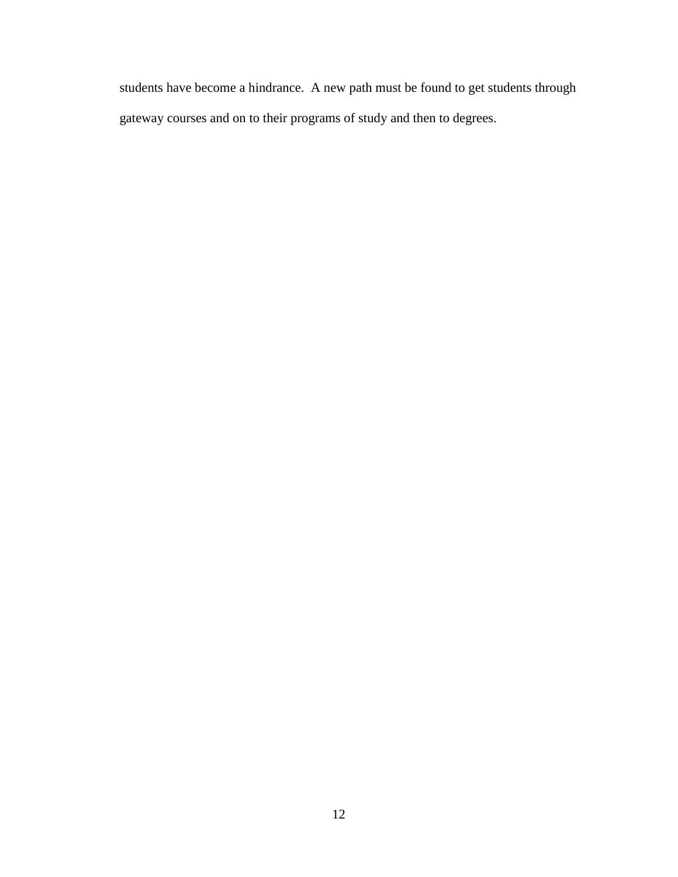students have become a hindrance.  A new path must be found to get students through gateway courses and on to their programs of study and then to degrees.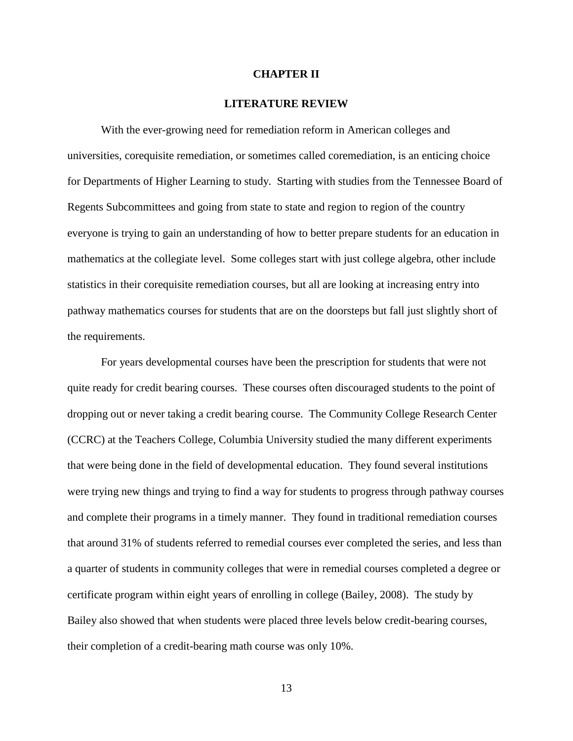# CHAPTER II

## LITERATURE REVIEW

With the ever-growing need for remediation reform in American colleges and universities, corequisite remediation, or sometimes called coremediation, is an enticing choice for Departments of Higher Learning to study. Starting with studies from the Tennessee Board of Regents Subcommittees and going from state to state and region to region of the country everyone is trying to gain an understanding of how to better prepare students for an education in mathematics at the collegiate level. Some colleges start with just college algebra, other include statistics in their corequisite remediation courses, but all are looking at increasing entry into pathway mathematics courses for students that are on the doorsteps but fall just slightly short of the requirements.

For years developmental courses have been the prescription for students that were not quite ready for credit bearing courses. These courses often discouraged students to the point of dropping out or never taking a credit bearing course. The Community College Research Center (CCRC) at the Teachers College, Columbia University studied the many different experiments that were being done in the field of developmental education. They found several institutions were trying new things and trying to find a way for students to progress through pathway courses and complete their programs in a timely manner. They found in traditional remediation courses that around 31% of students referred to remedial courses ever completed the series, and less than a quarter of students in community colleges that were in remedial courses completed a degree or certificate program within eight years of enrolling in college (Bailey, 2008). The study by Bailey also showed that when students were placed three levels below credit-bearing courses, their completion of a credit-bearing math course was only 10%.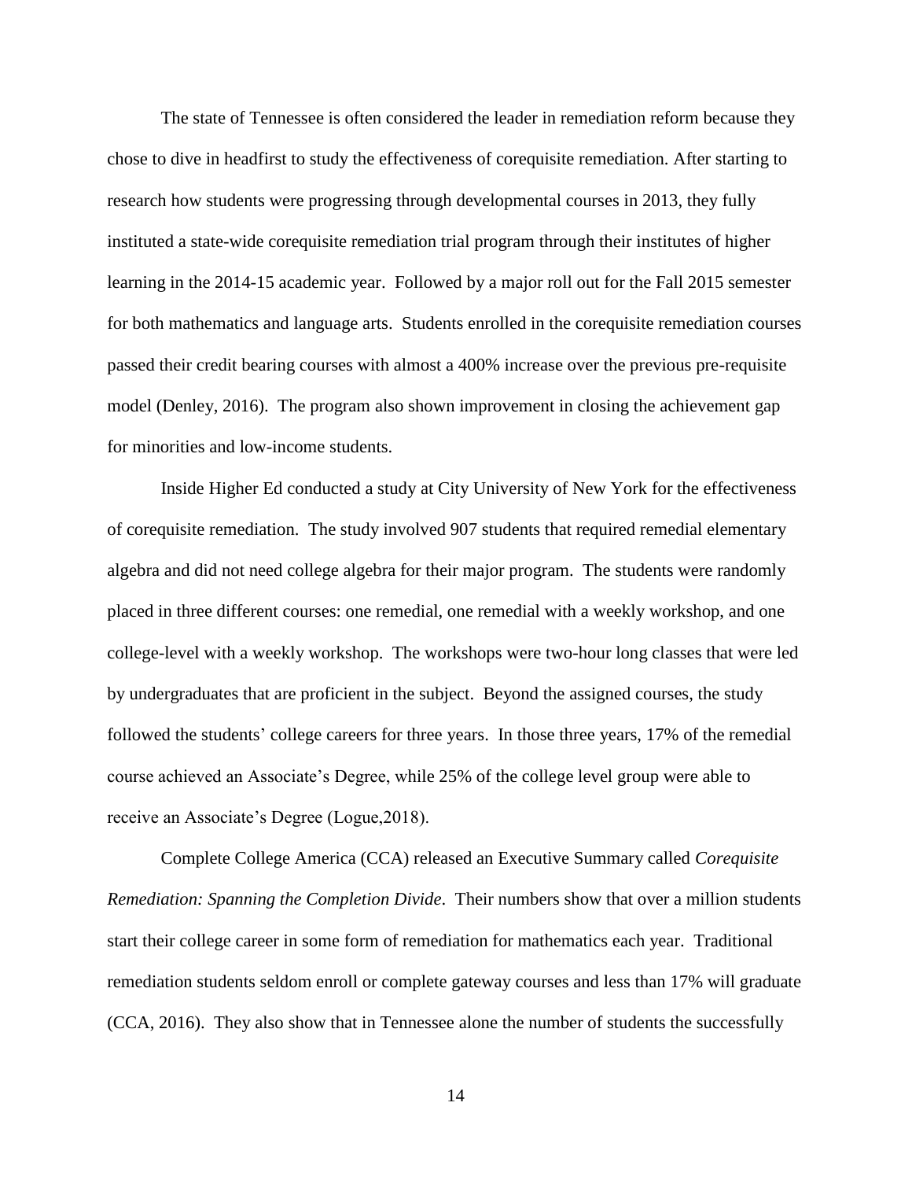The state of Tennessee is often considered the leader in remediation reform because they chose to dive in headfirst to study the effectiveness of corequisite remediation. After starting to research how students were progressing through developmental courses in 2013, they fully instituted a state-wide corequisite remediation trial program through their institutes of higher learning in the 2014-15 academic year. Followed by a major roll out for the Fall 2015 semester for both mathematics and language arts. Students enrolled in the corequisite remediation courses passed their credit bearing courses with almost a 400% increase over the previous pre-requisite model (Denley, 2016). The program also shown improvement in closing the achievement gap for minorities and low-income students.

Inside Higher Ed conducted a study at City University of New York for the effectiveness of corequisite remediation. The study involved 907 students that required remedial elementary algebra and did not need college algebra for their major program. The students were randomly placed in three different courses: one remedial, one remedial with a weekly workshop, and one college-level with a weekly workshop. The workshops were two-hour long classes that were led by undergraduates that are proficient in the subject. Beyond the assigned courses, the study followed the students' college careers for three years. In those three years, 17% of the remedial course achieved an Associate's Degree, while 25% of the college level group were able to receive an Associate's Degree (Logue,2018).

Complete College America (CCA) released an Executive Summary called *Corequisite Remediation: Spanning the Completion Divide*. Their numbers show that over a million students start their college career in some form of remediation for mathematics each year. Traditional remediation students seldom enroll or complete gateway courses and less than 17% will graduate (CCA, 2016). They also show that in Tennessee alone the number of students the successfully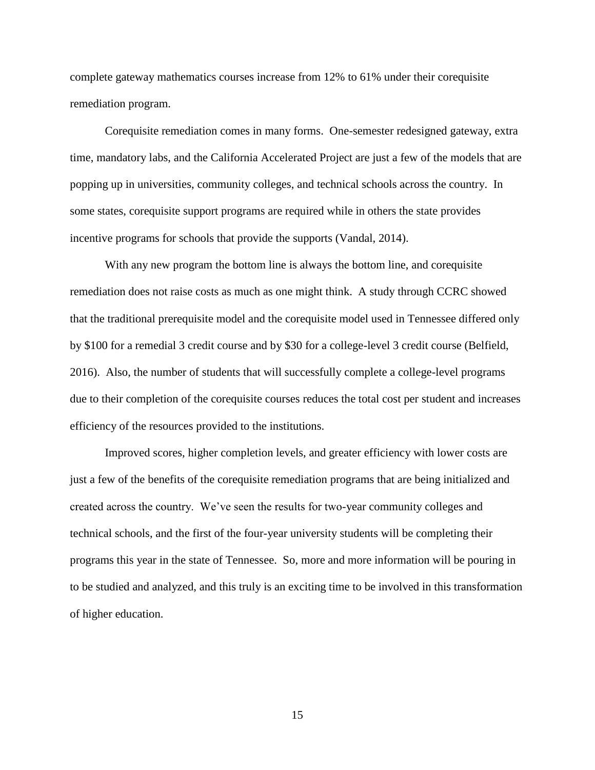complete gateway mathematics courses increase from 12% to 61% under their corequisite remediation program.

Corequisite remediation comes in many forms. One-semester redesigned gateway, extra time, mandatory labs, and the California Accelerated Project are just a few of the models that are popping up in universities, community colleges, and technical schools across the country. In some states, corequisite support programs are required while in others the state provides incentive programs for schools that provide the supports (Vandal, 2014).

With any new program the bottom line is always the bottom line, and corequisite remediation does not raise costs as much as one might think. A study through CCRC showed that the traditional prerequisite model and the corequisite model used in Tennessee differed only by $100 for a remedial 3 credit course and by $30 for a college-level 3 credit course (Belfield, 2016). Also, the number of students that will successfully complete a college-level programs due to their completion of the corequisite courses reduces the total cost per student and increases efficiency of the resources provided to the institutions.

Improved scores, higher completion levels, and greater efficiency with lower costs are just a few of the benefits of the corequisite remediation programs that are being initialized and created across the country. We've seen the results for two-year community colleges and technical schools, and the first of the four-year university students will be completing their programs this year in the state of Tennessee. So, more and more information will be pouring in to be studied and analyzed, and this truly is an exciting time to be involved in this transformation of higher education.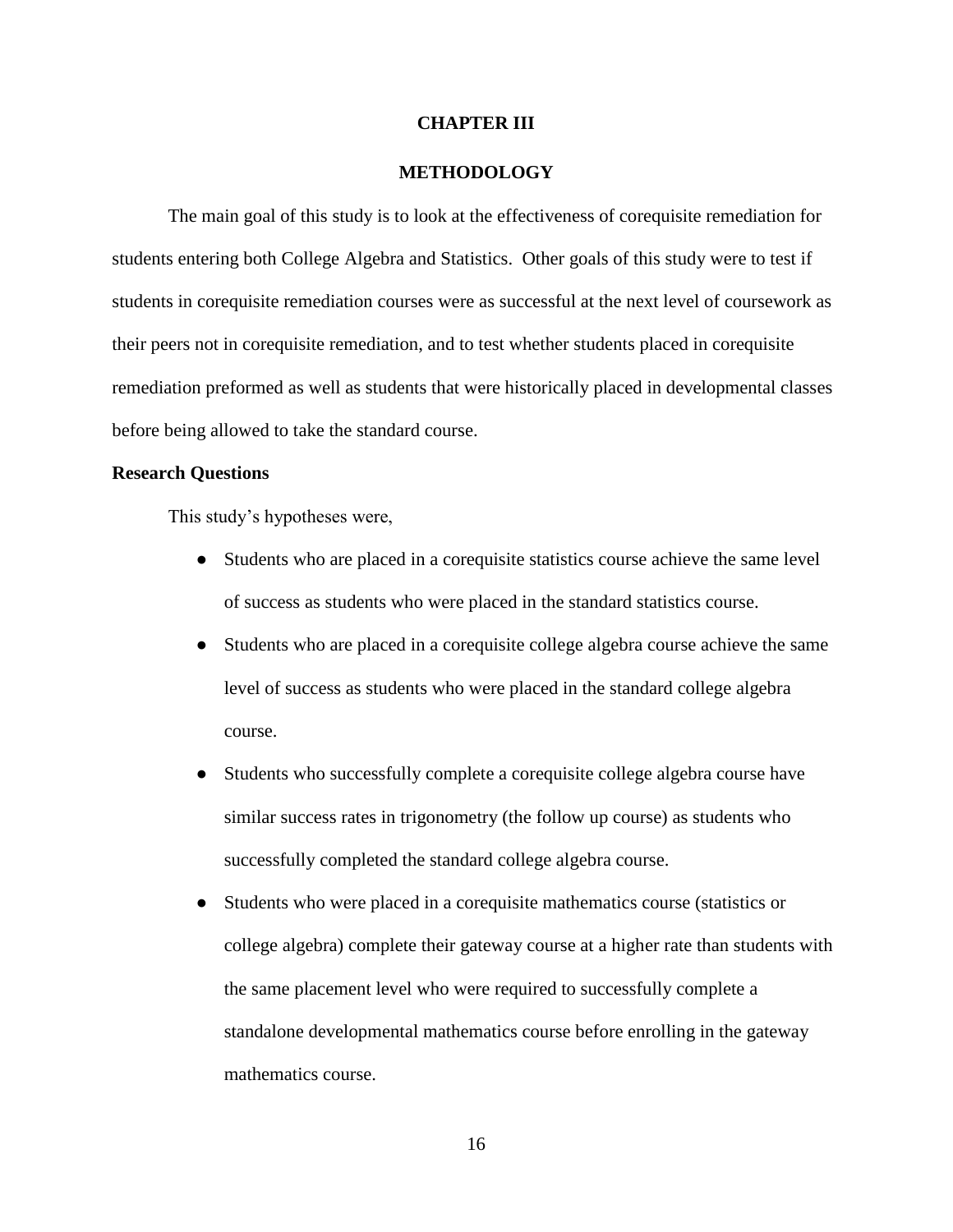# CHAPTER III

# METHODOLOGY

The main goal of this study is to look at the effectiveness of corequisite remediation for students entering both College Algebra and Statistics. Other goals of this study were to test if students in corequisite remediation courses were as successful at the next level of coursework as their peers not in corequisite remediation, and to test whether students placed in corequisite remediation preformed as well as students that were historically placed in developmental classes before being allowed to take the standard course.

## Research Questions

This study's hypotheses were,

- Students who are placed in a corequisite statistics course achieve the same level of success as students who were placed in the standard statistics course.
- Students who are placed in a corequisite college algebra course achieve the same level of success as students who were placed in the standard college algebra course.
- Students who successfully complete a corequisite college algebra course have similar success rates in trigonometry (the follow up course) as students who successfully completed the standard college algebra course.
- Students who were placed in a corequisite mathematics course (statistics or college algebra) complete their gateway course at a higher rate than students with the same placement level who were required to successfully complete a standalone developmental mathematics course before enrolling in the gateway mathematics course.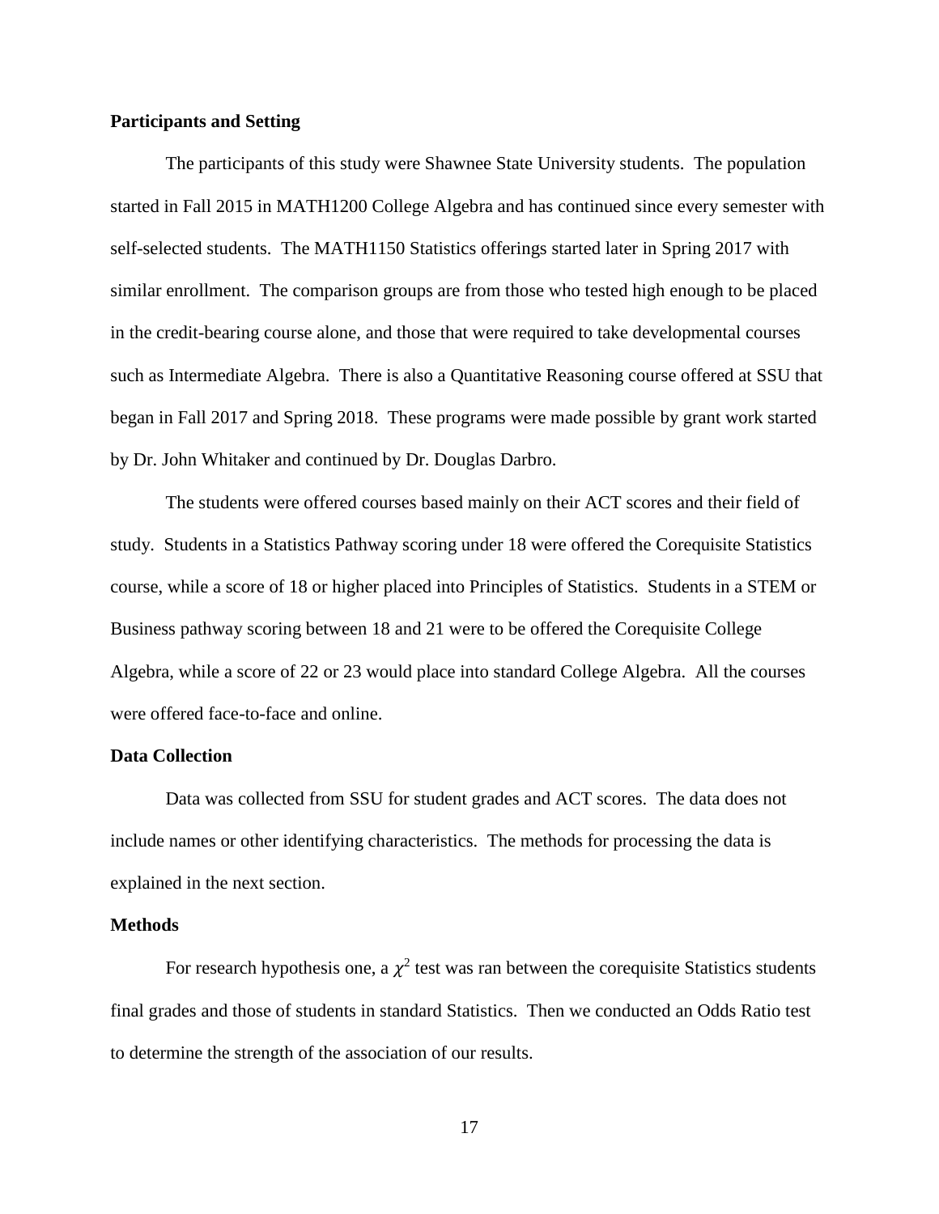## Participants and Setting

The participants of this study were Shawnee State University students. The population started in Fall 2015 in MATH1200 College Algebra and has continued since every semester with self-selected students. The MATH1150 Statistics offerings started later in Spring 2017 with similar enrollment. The comparison groups are from those who tested high enough to be placed in the credit-bearing course alone, and those that were required to take developmental courses such as Intermediate Algebra. There is also a Quantitative Reasoning course offered at SSU that began in Fall 2017 and Spring 2018. These programs were made possible by grant work started by Dr. John Whitaker and continued by Dr. Douglas Darbro.

The students were offered courses based mainly on their ACT scores and their field of study. Students in a Statistics Pathway scoring under 18 were offered the Corequisite Statistics course, while a score of 18 or higher placed into Principles of Statistics. Students in a STEM or Business pathway scoring between 18 and 21 were to be offered the Corequisite College Algebra, while a score of 22 or 23 would place into standard College Algebra. All the courses were offered face-to-face and online.

## Data Collection

Data was collected from SSU for student grades and ACT scores. The data does not include names or other identifying characteristics. The methods for processing the data is explained in the next section.

## Methods

For research hypothesis one, a $\chi^2$ test was ran between the corequisite Statistics students final grades and those of students in standard Statistics. Then we conducted an Odds Ratio test to determine the strength of the association of our results.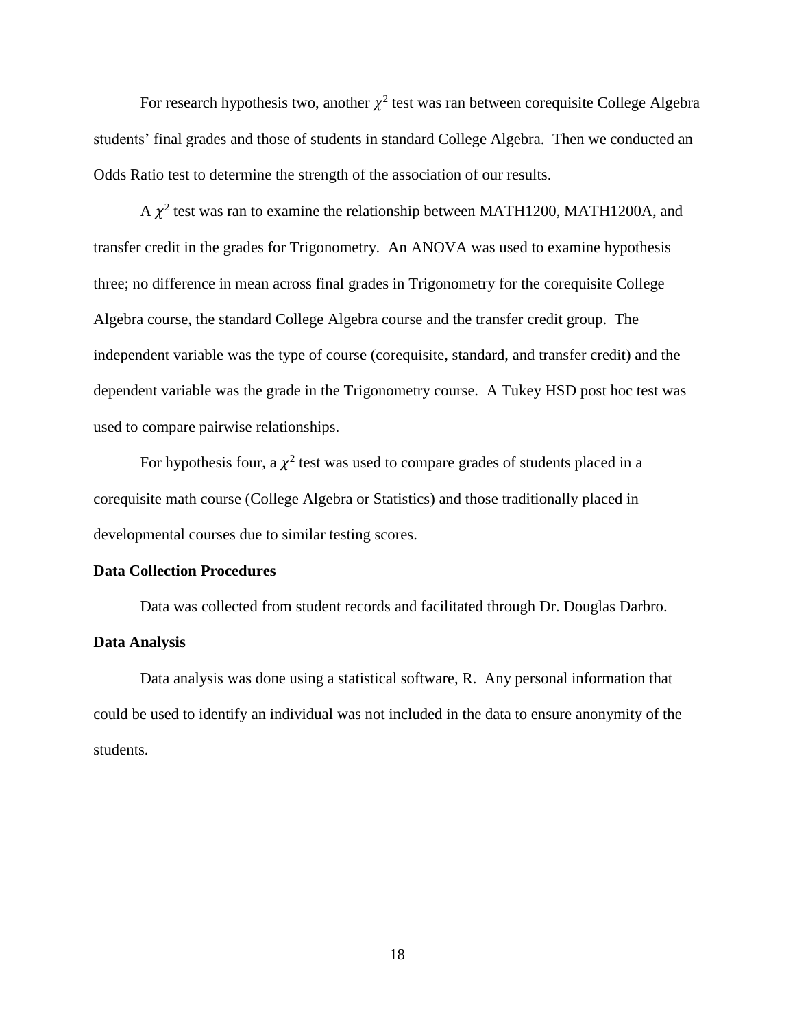For research hypothesis two, another $\chi^2$ test was ran between corequisite College Algebra students' final grades and those of students in standard College Algebra. Then we conducted an Odds Ratio test to determine the strength of the association of our results.

A $\chi^2$ test was ran to examine the relationship between MATH1200, MATH1200A, and transfer credit in the grades for Trigonometry. An ANOVA was used to examine hypothesis three; no difference in mean across final grades in Trigonometry for the corequisite College Algebra course, the standard College Algebra course and the transfer credit group. The independent variable was the type of course (corequisite, standard, and transfer credit) and the dependent variable was the grade in the Trigonometry course. A Tukey HSD post hoc test was used to compare pairwise relationships.

For hypothesis four, a $\chi^2$ test was used to compare grades of students placed in a corequisite math course (College Algebra or Statistics) and those traditionally placed in developmental courses due to similar testing scores.

**Data Collection Procedures**

Data was collected from student records and facilitated through Dr. Douglas Darbro.

**Data Analysis**

Data analysis was done using a statistical software, R. Any personal information that could be used to identify an individual was not included in the data to ensure anonymity of the students.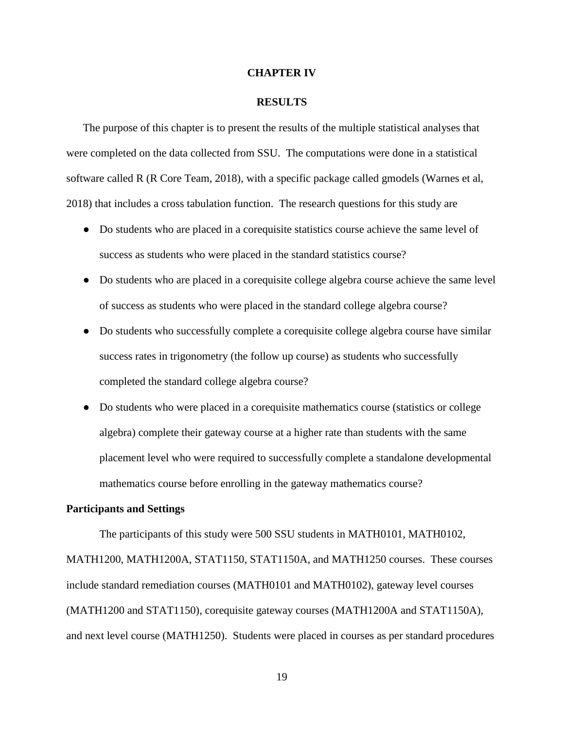# CHAPTER IV

# RESULTS

The purpose of this chapter is to present the results of the multiple statistical analyses that were completed on the data collected from SSU. The computations were done in a statistical software called R (R Core Team, 2018), with a specific package called gmodels (Warnes et al, 2018) that includes a cross tabulation function. The research questions for this study are

- Do students who are placed in a corequisite statistics course achieve the same level of success as students who were placed in the standard statistics course?
- Do students who are placed in a corequisite college algebra course achieve the same level of success as students who were placed in the standard college algebra course?
- Do students who successfully complete a corequisite college algebra course have similar success rates in trigonometry (the follow up course) as students who successfully completed the standard college algebra course?
- Do students who were placed in a corequisite mathematics course (statistics or college algebra) complete their gateway course at a higher rate than students with the same placement level who were required to successfully complete a standalone developmental mathematics course before enrolling in the gateway mathematics course?

## Participants and Settings

The participants of this study were 500 SSU students in MATH0101, MATH0102, MATH1200, MATH1200A, STAT1150, STAT1150A, and MATH1250 courses. These courses include standard remediation courses (MATH0101 and MATH0102), gateway level courses (MATH1200 and STAT1150), corequisite gateway courses (MATH1200A and STAT1150A), and next level course (MATH1250). Students were placed in courses as per standard procedures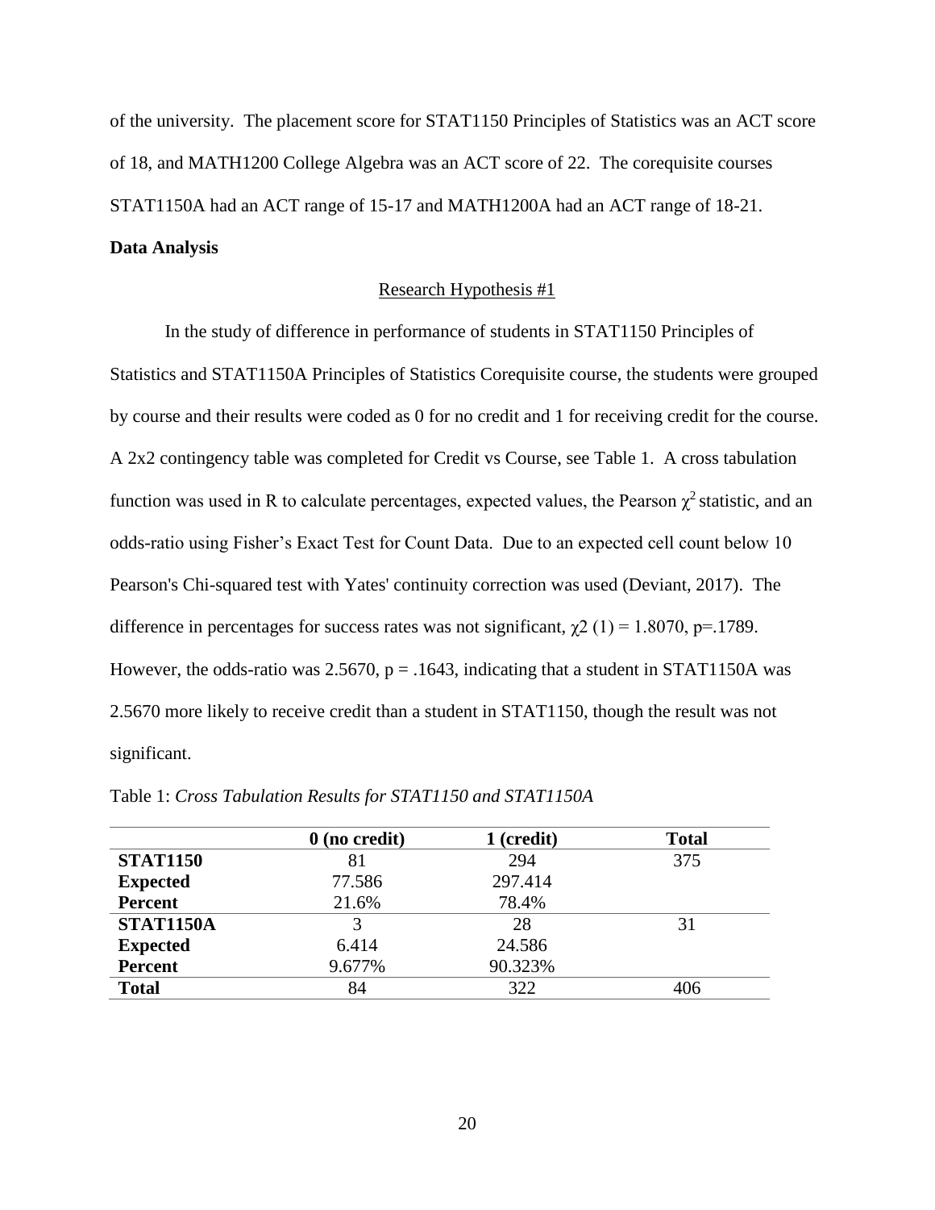of the university. The placement score for STAT1150 Principles of Statistics was an ACT score of 18, and MATH1200 College Algebra was an ACT score of 22. The corequisite courses STAT1150A had an ACT range of 15-17 and MATH1200A had an ACT range of 18-21.

**Data Analysis**

Research Hypothesis #1

In the study of difference in performance of students in STAT1150 Principles of Statistics and STAT1150A Principles of Statistics Corequisite course, the students were grouped by course and their results were coded as 0 for no credit and 1 for receiving credit for the course. A 2x2 contingency table was completed for Credit vs Course, see Table 1. A cross tabulation function was used in R to calculate percentages, expected values, the Pearson $\chi^2$ statistic, and an odds-ratio using Fisher's Exact Test for Count Data. Due to an expected cell count below 10 Pearson's Chi-squared test with Yates' continuity correction was used (Deviant, 2017). The difference in percentages for success rates was not significant, $\chi2$ (1) = 1.8070, p=.1789. However, the odds-ratio was 2.5670, p = .1643, indicating that a student in STAT1150A was 2.5670 more likely to receive credit than a student in STAT1150, though the result was not significant.

Table 1: *Cross Tabulation Results for STAT1150 and STAT1150A*

| | **0 (no credit)** | **1 (credit)** | **Total** |
|---|---|---|---|
| **STAT1150** | 81 | 294 | 375 |
| **Expected** | 77.586 | 297.414 | |
| **Percent** | 21.6% | 78.4% | |
| **STAT1150A** | 3 | 28 | 31 |
| **Expected** | 6.414 | 24.586 | |
| **Percent** | 9.677% | 90.323% | |
| **Total** | 84 | 322 | 406 |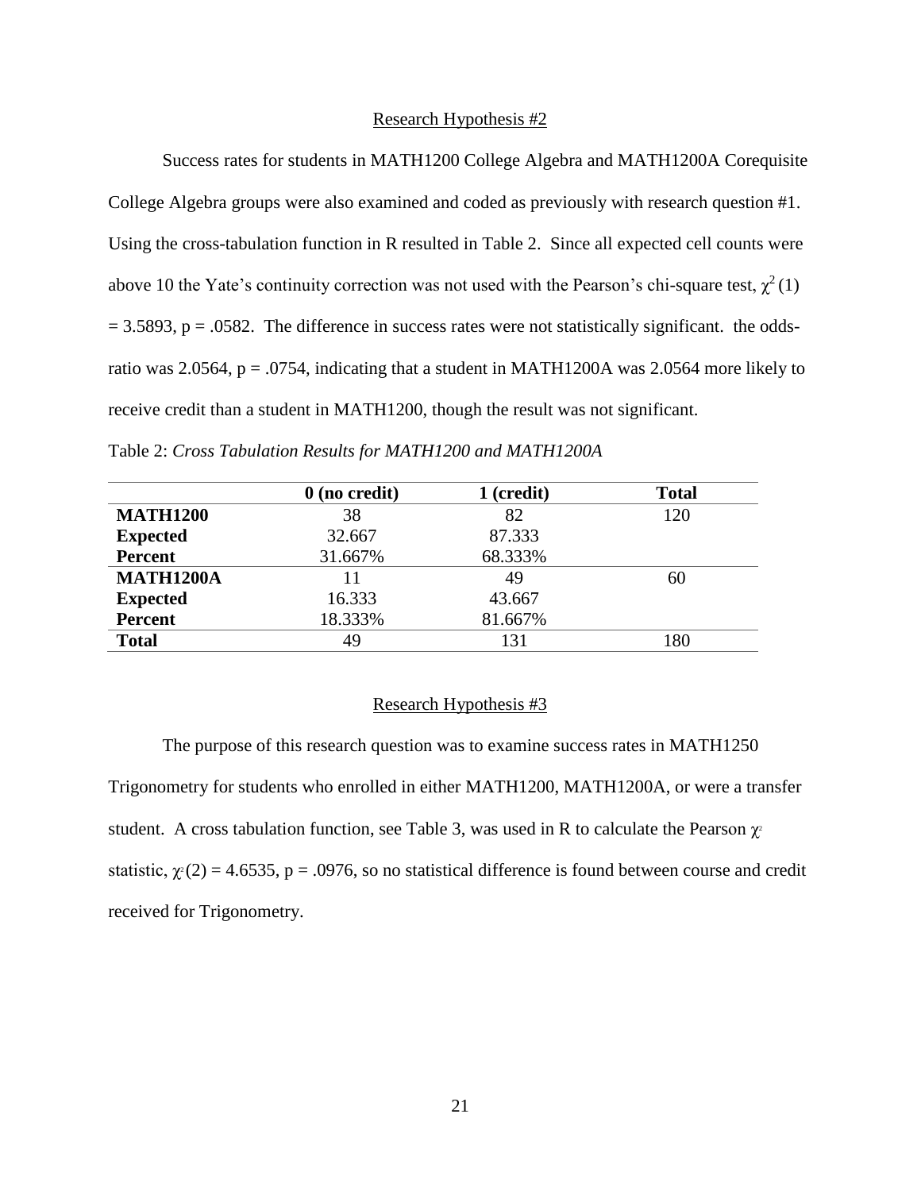Research Hypothesis #2

Success rates for students in MATH1200 College Algebra and MATH1200A Corequisite College Algebra groups were also examined and coded as previously with research question #1. Using the cross-tabulation function in R resulted in Table 2. Since all expected cell counts were above 10 the Yate's continuity correction was not used with the Pearson's chi-square test, $\chi^2(1) = 3.5893$, $p = .0582$. The difference in success rates were not statistically significant. the odds-ratio was 2.0564, $p = .0754$, indicating that a student in MATH1200A was 2.0564 more likely to receive credit than a student in MATH1200, though the result was not significant.

Table 2: *Cross Tabulation Results for MATH1200 and MATH1200A*

| | **0 (no credit)** | **1 (credit)** | **Total** |
|---|---|---|---|
| **MATH1200** | 38 | 82 | 120 |
| **Expected** | 32.667 | 87.333 | |
| **Percent** | 31.667% | 68.333% | |
| **MATH1200A** | 11 | 49 | 60 |
| **Expected** | 16.333 | 43.667 | |
| **Percent** | 18.333% | 81.667% | |
| **Total** | 49 | 131 | 180 |

Research Hypothesis #3

The purpose of this research question was to examine success rates in MATH1250 Trigonometry for students who enrolled in either MATH1200, MATH1200A, or were a transfer student. A cross tabulation function, see Table 3, was used in R to calculate the Pearson $\chi^2$ statistic, $\chi^2(2) = 4.6535$, $p = .0976$, so no statistical difference is found between course and credit received for Trigonometry.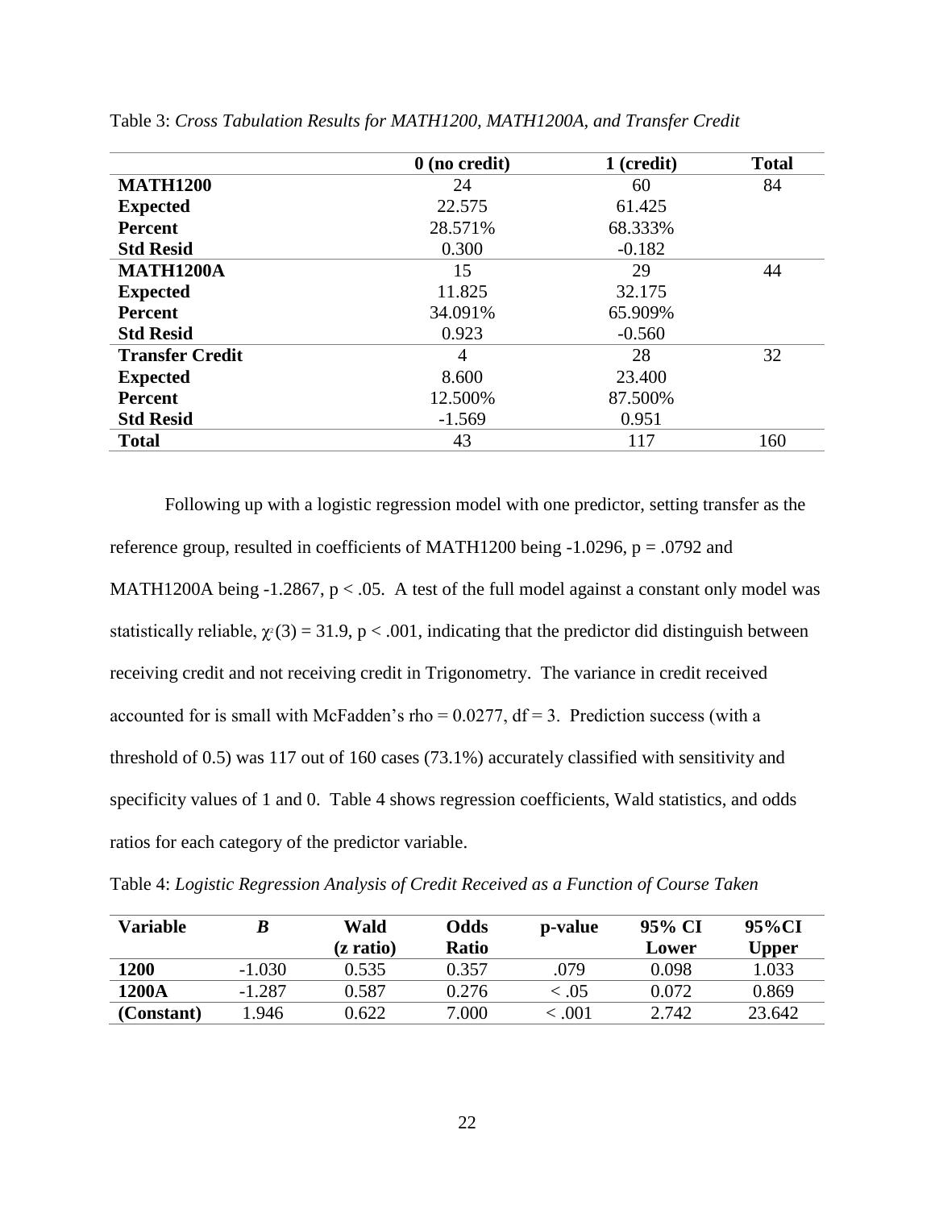Table 3: *Cross Tabulation Results for MATH1200, MATH1200A, and Transfer Credit*

| | 0 (no credit) | 1 (credit) | Total |
|---|---|---|---|
| **MATH1200** | 24 | 60 | 84 |
| **Expected** | 22.575 | 61.425 | |
| **Percent** | 28.571% | 68.333% | |
| **Std Resid** | 0.300 | -0.182 | |
| **MATH1200A** | 15 | 29 | 44 |
| **Expected** | 11.825 | 32.175 | |
| **Percent** | 34.091% | 65.909% | |
| **Std Resid** | 0.923 | -0.560 | |
| **Transfer Credit** | 4 | 28 | 32 |
| **Expected** | 8.600 | 23.400 | |
| **Percent** | 12.500% | 87.500% | |
| **Std Resid** | -1.569 | 0.951 | |
| **Total** | 43 | 117 | 160 |

Following up with a logistic regression model with one predictor, setting transfer as the reference group, resulted in coefficients of MATH1200 being -1.0296, $p = .0792$ and MATH1200A being -1.2867, $p < .05$. A test of the full model against a constant only model was statistically reliable, $\chi^2(3) = 31.9$, $p < .001$, indicating that the predictor did distinguish between receiving credit and not receiving credit in Trigonometry. The variance in credit received accounted for is small with McFadden's rho = 0.0277, df = 3. Prediction success (with a threshold of 0.5) was 117 out of 160 cases (73.1%) accurately classified with sensitivity and specificity values of 1 and 0. Table 4 shows regression coefficients, Wald statistics, and odds ratios for each category of the predictor variable.

Table 4: *Logistic Regression Analysis of Credit Received as a Function of Course Taken*

| Variable | *B* | Wald (z ratio) | Odds Ratio | p-value | 95% CI Lower | 95%CI Upper |
|---|---|---|---|---|---|---|
| **1200** | -1.030 | 0.535 | 0.357 | .079 | 0.098 | 1.033 |
| **1200A** | -1.287 | 0.587 | 0.276 | < .05 | 0.072 | 0.869 |
| **(Constant)** | 1.946 | 0.622 | 7.000 | < .001 | 2.742 | 23.642 |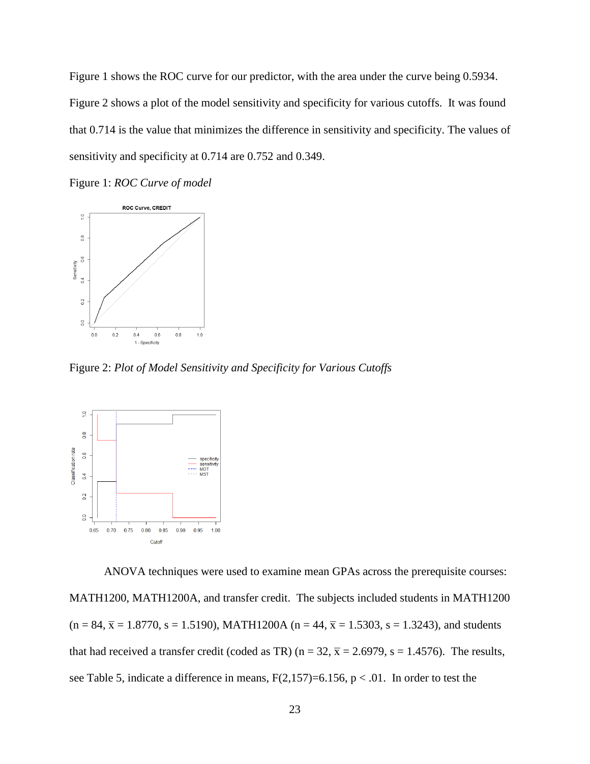Figure 1 shows the ROC curve for our predictor, with the area under the curve being 0.5934. Figure 2 shows a plot of the model sensitivity and specificity for various cutoffs. It was found that 0.714 is the value that minimizes the difference in sensitivity and specificity. The values of sensitivity and specificity at 0.714 are 0.752 and 0.349.

Figure 1: *ROC Curve of model*

Figure 2: *Plot of Model Sensitivity and Specificity for Various Cutoffs*

ANOVA techniques were used to examine mean GPAs across the prerequisite courses: MATH1200, MATH1200A, and transfer credit. The subjects included students in MATH1200 ($n = 84$, $\bar{x} = 1.8770$, $s = 1.5190$), MATH1200A ($n = 44$, $\bar{x} = 1.5303$, $s = 1.3243$), and students that had received a transfer credit (coded as TR) ($n = 32$, $\bar{x} = 2.6979$, $s = 1.4576$). The results, see Table 5, indicate a difference in means, $F(2,157)=6.156$, $p < .01$. In order to test the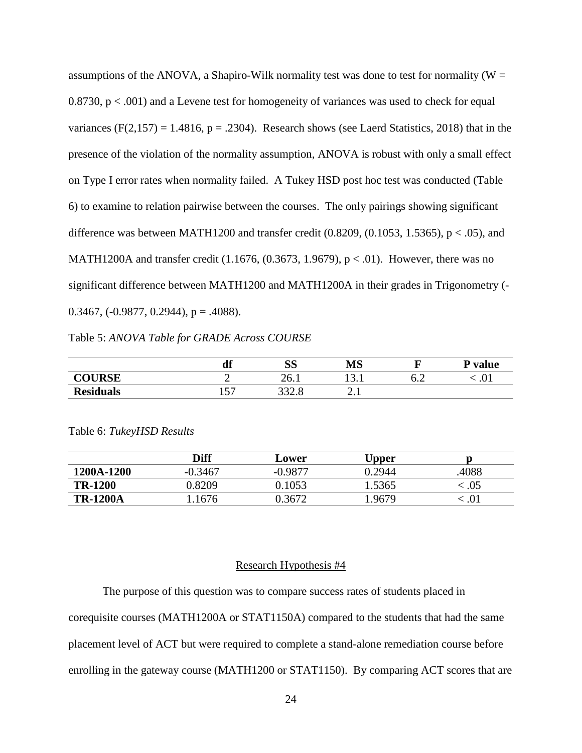assumptions of the ANOVA, a Shapiro-Wilk normality test was done to test for normality ($W = 0.8730$, $p < .001$) and a Levene test for homogeneity of variances was used to check for equal variances ($F(2,157) = 1.4816$, $p = .2304$). Research shows (see Laerd Statistics, 2018) that in the presence of the violation of the normality assumption, ANOVA is robust with only a small effect on Type I error rates when normality failed. A Tukey HSD post hoc test was conducted (Table 6) to examine to relation pairwise between the courses. The only pairings showing significant difference was between MATH1200 and transfer credit (0.8209, (0.1053, 1.5365), $p < .05$), and MATH1200A and transfer credit (1.1676, (0.3673, 1.9679), $p < .01$). However, there was no significant difference between MATH1200 and MATH1200A in their grades in Trigonometry (-0.3467, (-0.9877, 0.2944), $p = .4088$).

Table 5: *ANOVA Table for GRADE Across COURSE*

| | df | SS | MS | F | P value |
|---|---|---|---|---|---|
| **COURSE** | 2 | 26.1 | 13.1 | 6.2 | < .01 |
| **Residuals** | 157 | 332.8 | 2.1 | | |

Table 6: *TukeyHSD Results*

| | Diff | Lower | Upper | p |
|---|---|---|---|---|
| **1200A-1200** | -0.3467 | -0.9877 | 0.2944 | .4088 |
| **TR-1200** | 0.8209 | 0.1053 | 1.5365 | < .05 |
| **TR-1200A** | 1.1676 | 0.3672 | 1.9679 | < .01 |

## Research Hypothesis #4

The purpose of this question was to compare success rates of students placed in corequisite courses (MATH1200A or STAT1150A) compared to the students that had the same placement level of ACT but were required to complete a stand-alone remediation course before enrolling in the gateway course (MATH1200 or STAT1150). By comparing ACT scores that are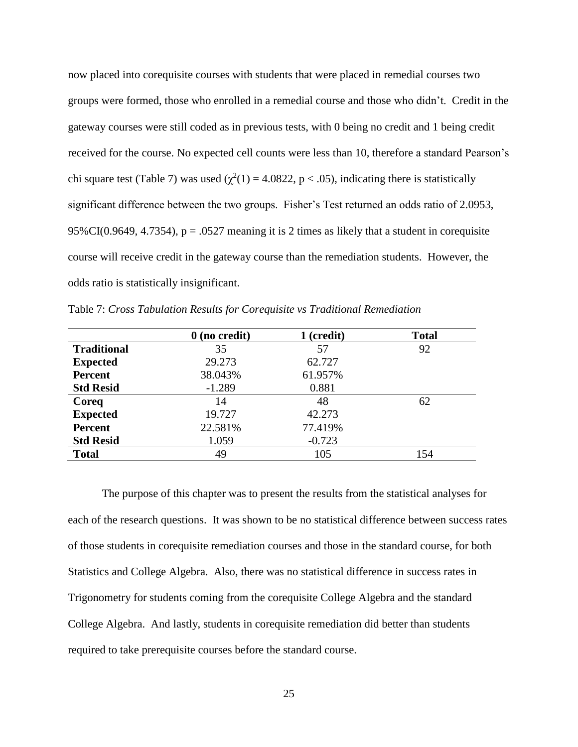now placed into corequisite courses with students that were placed in remedial courses two groups were formed, those who enrolled in a remedial course and those who didn't. Credit in the gateway courses were still coded as in previous tests, with 0 being no credit and 1 being credit received for the course. No expected cell counts were less than 10, therefore a standard Pearson's chi square test (Table 7) was used ($\chi^2(1) = 4.0822$, $p < .05$), indicating there is statistically significant difference between the two groups. Fisher's Test returned an odds ratio of 2.0953, 95%CI(0.9649, 4.7354), $p = .0527$ meaning it is 2 times as likely that a student in corequisite course will receive credit in the gateway course than the remediation students. However, the odds ratio is statistically insignificant.

Table 7: *Cross Tabulation Results for Corequisite vs Traditional Remediation*

| | **0 (no credit)** | **1 (credit)** | **Total** |
|---|---|---|---|
| **Traditional** | 35 | 57 | 92 |
| **Expected** | 29.273 | 62.727 | |
| **Percent** | 38.043% | 61.957% | |
| **Std Resid** | -1.289 | 0.881 | |
| **Coreq** | 14 | 48 | 62 |
| **Expected** | 19.727 | 42.273 | |
| **Percent** | 22.581% | 77.419% | |
| **Std Resid** | 1.059 | -0.723 | |
| **Total** | 49 | 105 | 154 |

The purpose of this chapter was to present the results from the statistical analyses for each of the research questions. It was shown to be no statistical difference between success rates of those students in corequisite remediation courses and those in the standard course, for both Statistics and College Algebra. Also, there was no statistical difference in success rates in Trigonometry for students coming from the corequisite College Algebra and the standard College Algebra. And lastly, students in corequisite remediation did better than students required to take prerequisite courses before the standard course.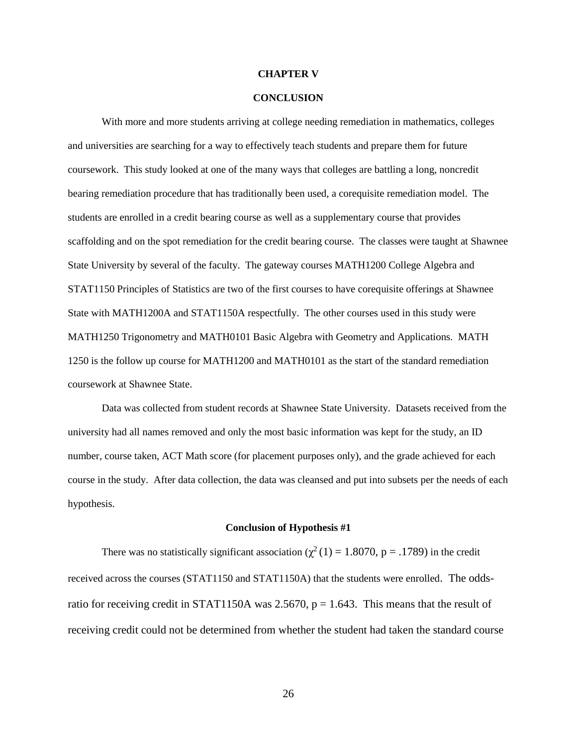# CHAPTER V

# CONCLUSION

With more and more students arriving at college needing remediation in mathematics, colleges and universities are searching for a way to effectively teach students and prepare them for future coursework. This study looked at one of the many ways that colleges are battling a long, noncredit bearing remediation procedure that has traditionally been used, a corequisite remediation model. The students are enrolled in a credit bearing course as well as a supplementary course that provides scaffolding and on the spot remediation for the credit bearing course. The classes were taught at Shawnee State University by several of the faculty. The gateway courses MATH1200 College Algebra and STAT1150 Principles of Statistics are two of the first courses to have corequisite offerings at Shawnee State with MATH1200A and STAT1150A respectfully. The other courses used in this study were MATH1250 Trigonometry and MATH0101 Basic Algebra with Geometry and Applications. MATH 1250 is the follow up course for MATH1200 and MATH0101 as the start of the standard remediation coursework at Shawnee State.

Data was collected from student records at Shawnee State University. Datasets received from the university had all names removed and only the most basic information was kept for the study, an ID number, course taken, ACT Math score (for placement purposes only), and the grade achieved for each course in the study. After data collection, the data was cleansed and put into subsets per the needs of each hypothesis.

### Conclusion of Hypothesis #1

There was no statistically significant association ($\chi^2(1) = 1.8070$, $p = .1789$) in the credit received across the courses (STAT1150 and STAT1150A) that the students were enrolled. The odds-ratio for receiving credit in STAT1150A was 2.5670, $p = 1.643$. This means that the result of receiving credit could not be determined from whether the student had taken the standard course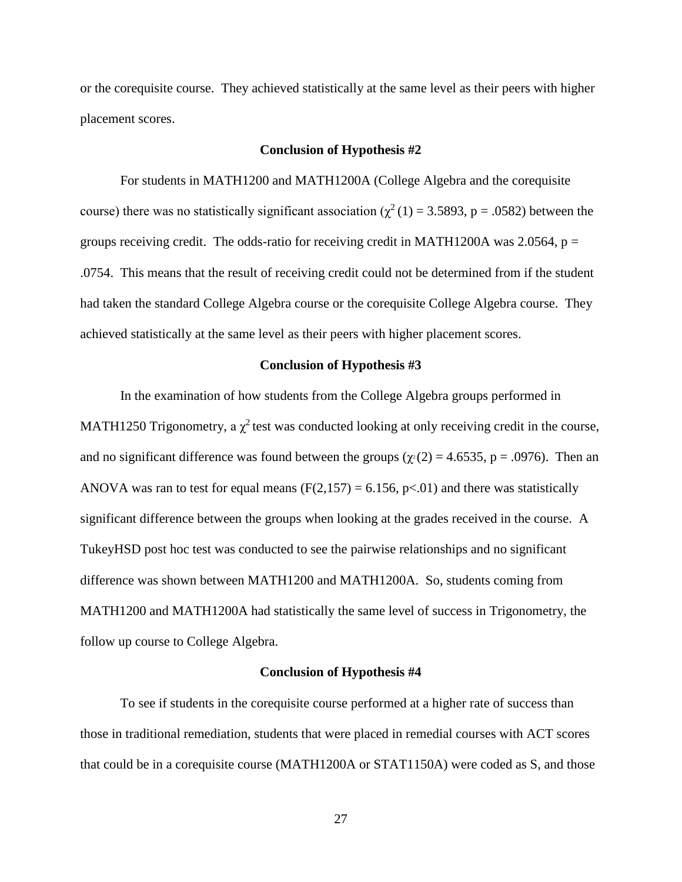or the corequisite course. They achieved statistically at the same level as their peers with higher placement scores.

### Conclusion of Hypothesis #2

For students in MATH1200 and MATH1200A (College Algebra and the corequisite course) there was no statistically significant association ($\chi^2(1) = 3.5893$, $p = .0582$) between the groups receiving credit. The odds-ratio for receiving credit in MATH1200A was 2.0564, $p = .0754$. This means that the result of receiving credit could not be determined from if the student had taken the standard College Algebra course or the corequisite College Algebra course. They achieved statistically at the same level as their peers with higher placement scores.

### Conclusion of Hypothesis #3

In the examination of how students from the College Algebra groups performed in MATH1250 Trigonometry, a $\chi^2$ test was conducted looking at only receiving credit in the course, and no significant difference was found between the groups ($\chi^2(2) = 4.6535$, $p = .0976$). Then an ANOVA was ran to test for equal means ($F(2,157) = 6.156$, $p<.01$) and there was statistically significant difference between the groups when looking at the grades received in the course. A TukeyHSD post hoc test was conducted to see the pairwise relationships and no significant difference was shown between MATH1200 and MATH1200A. So, students coming from MATH1200 and MATH1200A had statistically the same level of success in Trigonometry, the follow up course to College Algebra.

### Conclusion of Hypothesis #4

To see if students in the corequisite course performed at a higher rate of success than those in traditional remediation, students that were placed in remedial courses with ACT scores that could be in a corequisite course (MATH1200A or STAT1150A) were coded as S, and those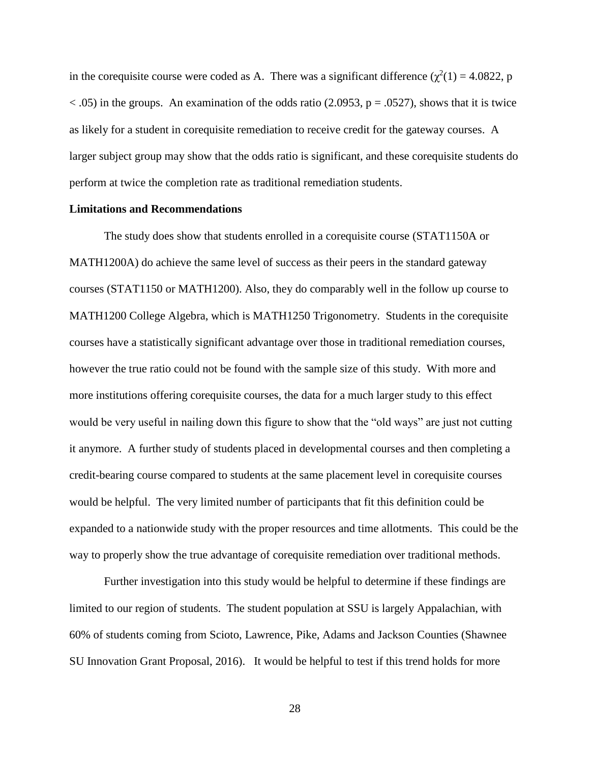in the corequisite course were coded as A. There was a significant difference ($\chi^2(1) = 4.0822$, $p < .05$) in the groups. An examination of the odds ratio (2.0953, $p = .0527$), shows that it is twice as likely for a student in corequisite remediation to receive credit for the gateway courses. A larger subject group may show that the odds ratio is significant, and these corequisite students do perform at twice the completion rate as traditional remediation students.

**Limitations and Recommendations**

The study does show that students enrolled in a corequisite course (STAT1150A or MATH1200A) do achieve the same level of success as their peers in the standard gateway courses (STAT1150 or MATH1200). Also, they do comparably well in the follow up course to MATH1200 College Algebra, which is MATH1250 Trigonometry. Students in the corequisite courses have a statistically significant advantage over those in traditional remediation courses, however the true ratio could not be found with the sample size of this study. With more and more institutions offering corequisite courses, the data for a much larger study to this effect would be very useful in nailing down this figure to show that the "old ways" are just not cutting it anymore. A further study of students placed in developmental courses and then completing a credit-bearing course compared to students at the same placement level in corequisite courses would be helpful. The very limited number of participants that fit this definition could be expanded to a nationwide study with the proper resources and time allotments. This could be the way to properly show the true advantage of corequisite remediation over traditional methods.

Further investigation into this study would be helpful to determine if these findings are limited to our region of students. The student population at SSU is largely Appalachian, with 60% of students coming from Scioto, Lawrence, Pike, Adams and Jackson Counties (Shawnee SU Innovation Grant Proposal, 2016). It would be helpful to test if this trend holds for more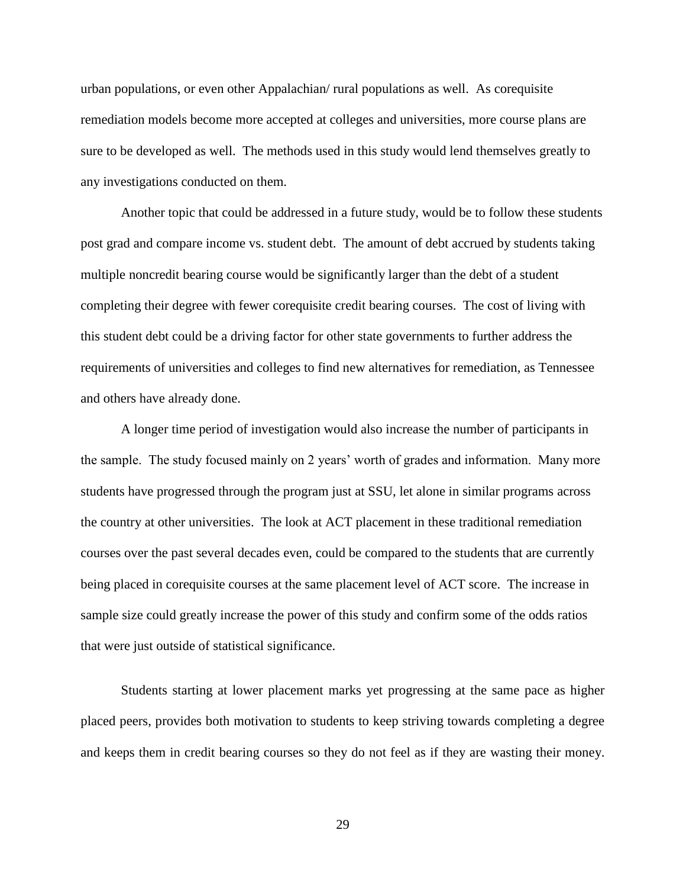urban populations, or even other Appalachian/ rural populations as well. As corequisite remediation models become more accepted at colleges and universities, more course plans are sure to be developed as well. The methods used in this study would lend themselves greatly to any investigations conducted on them.

Another topic that could be addressed in a future study, would be to follow these students post grad and compare income vs. student debt. The amount of debt accrued by students taking multiple noncredit bearing course would be significantly larger than the debt of a student completing their degree with fewer corequisite credit bearing courses. The cost of living with this student debt could be a driving factor for other state governments to further address the requirements of universities and colleges to find new alternatives for remediation, as Tennessee and others have already done.

A longer time period of investigation would also increase the number of participants in the sample. The study focused mainly on 2 years' worth of grades and information. Many more students have progressed through the program just at SSU, let alone in similar programs across the country at other universities. The look at ACT placement in these traditional remediation courses over the past several decades even, could be compared to the students that are currently being placed in corequisite courses at the same placement level of ACT score. The increase in sample size could greatly increase the power of this study and confirm some of the odds ratios that were just outside of statistical significance.

Students starting at lower placement marks yet progressing at the same pace as higher placed peers, provides both motivation to students to keep striving towards completing a degree and keeps them in credit bearing courses so they do not feel as if they are wasting their money.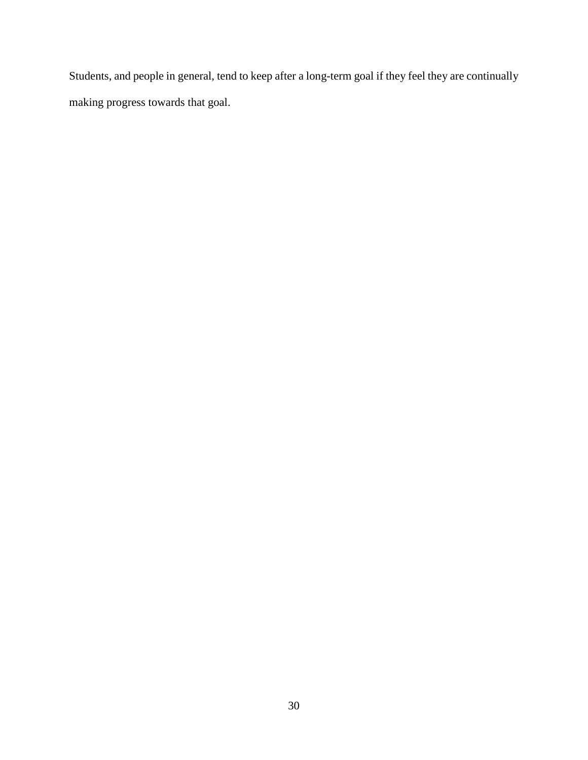Students, and people in general, tend to keep after a long-term goal if they feel they are continually making progress towards that goal.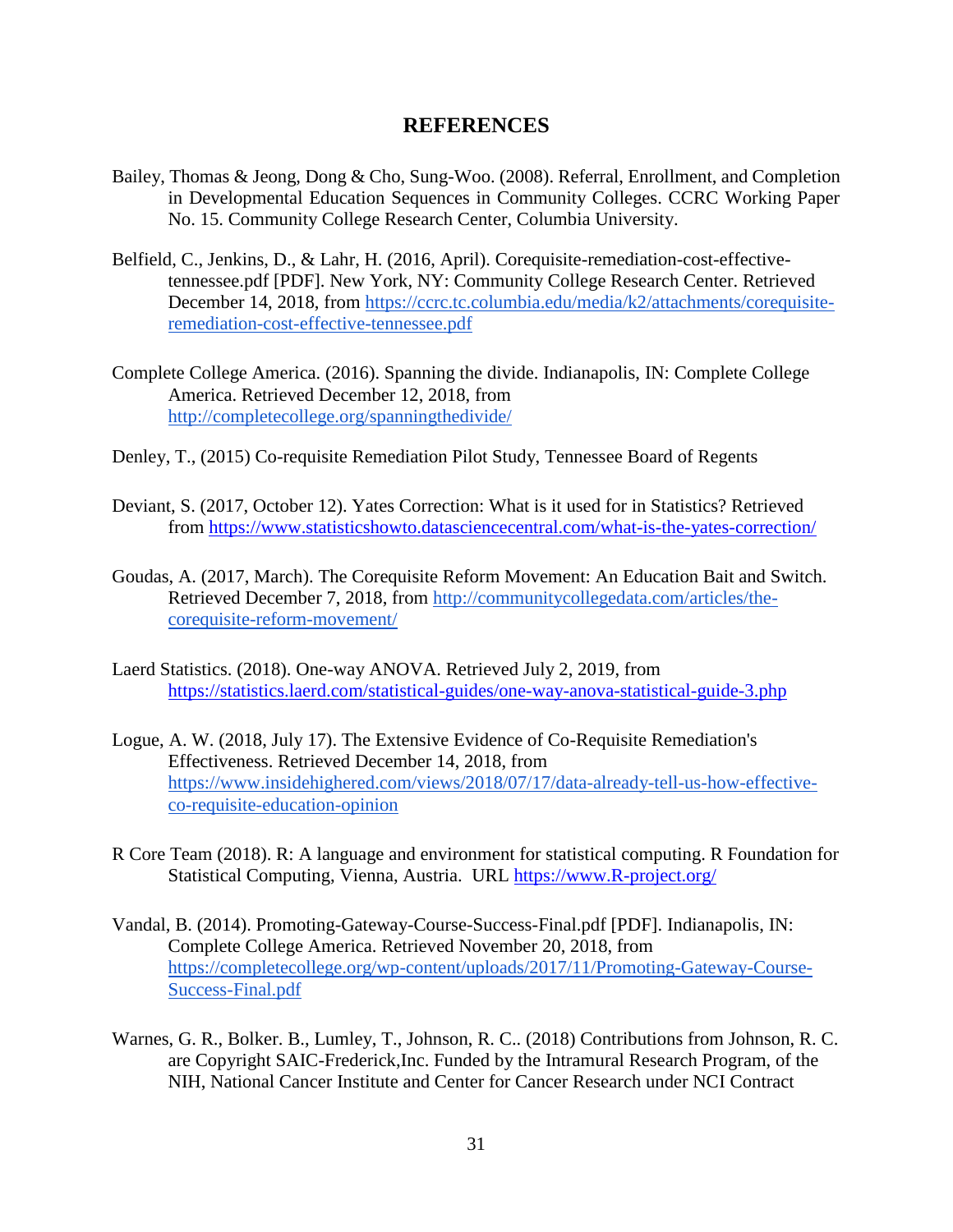# REFERENCES

Bailey, Thomas & Jeong, Dong & Cho, Sung-Woo. (2008). Referral, Enrollment, and Completion in Developmental Education Sequences in Community Colleges. CCRC Working Paper No. 15. Community College Research Center, Columbia University.

Belfield, C., Jenkins, D., & Lahr, H. (2016, April). Corequisite-remediation-cost-effective-tennessee.pdf [PDF]. New York, NY: Community College Research Center. Retrieved December 14, 2018, from https://ccrc.tc.columbia.edu/media/k2/attachments/corequisite-remediation-cost-effective-tennessee.pdf

Complete College America. (2016). Spanning the divide. Indianapolis, IN: Complete College America. Retrieved December 12, 2018, from http://completecollege.org/spanningthedivide/

Denley, T., (2015) Co-requisite Remediation Pilot Study, Tennessee Board of Regents

Deviant, S. (2017, October 12). Yates Correction: What is it used for in Statistics? Retrieved from https://www.statisticshowto.datasciencecentral.com/what-is-the-yates-correction/

Goudas, A. (2017, March). The Corequisite Reform Movement: An Education Bait and Switch. Retrieved December 7, 2018, from http://communitycollegedata.com/articles/the-corequisite-reform-movement/

Laerd Statistics. (2018). One-way ANOVA. Retrieved July 2, 2019, from https://statistics.laerd.com/statistical-guides/one-way-anova-statistical-guide-3.php

Logue, A. W. (2018, July 17). The Extensive Evidence of Co-Requisite Remediation's Effectiveness. Retrieved December 14, 2018, from https://www.insidehighered.com/views/2018/07/17/data-already-tell-us-how-effective-co-requisite-education-opinion

R Core Team (2018). R: A language and environment for statistical computing. R Foundation for Statistical Computing, Vienna, Austria. URL https://www.R-project.org/

Vandal, B. (2014). Promoting-Gateway-Course-Success-Final.pdf [PDF]. Indianapolis, IN: Complete College America. Retrieved November 20, 2018, from https://completecollege.org/wp-content/uploads/2017/11/Promoting-Gateway-Course-Success-Final.pdf

Warnes, G. R., Bolker. B., Lumley, T., Johnson, R. C.. (2018) Contributions from Johnson, R. C. are Copyright SAIC-Frederick,Inc. Funded by the Intramural Research Program, of the NIH, National Cancer Institute and Center for Cancer Research under NCI Contract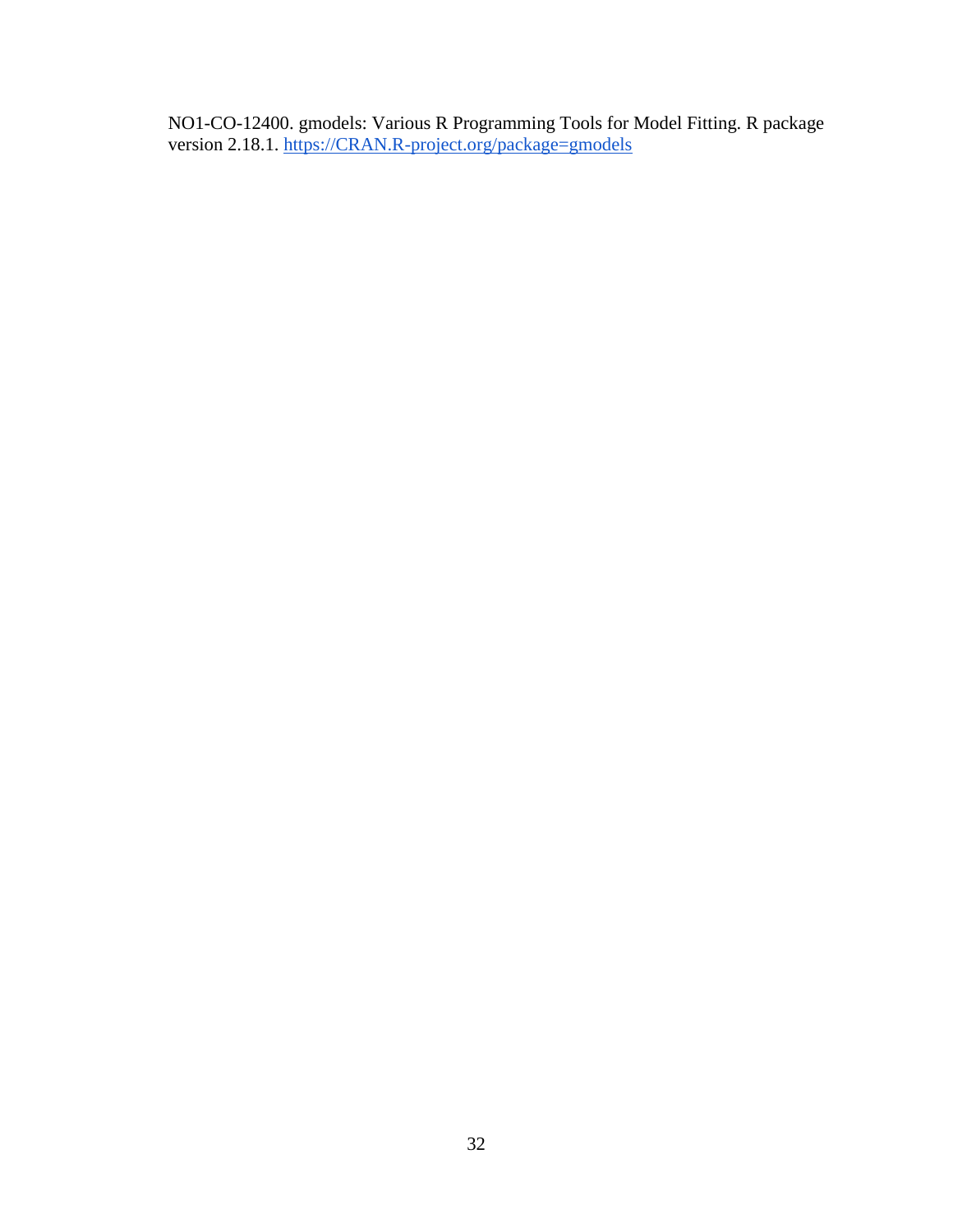NO1-CO-12400. gmodels: Various R Programming Tools for Model Fitting. R package version 2.18.1. https://CRAN.R-project.org/package=gmodels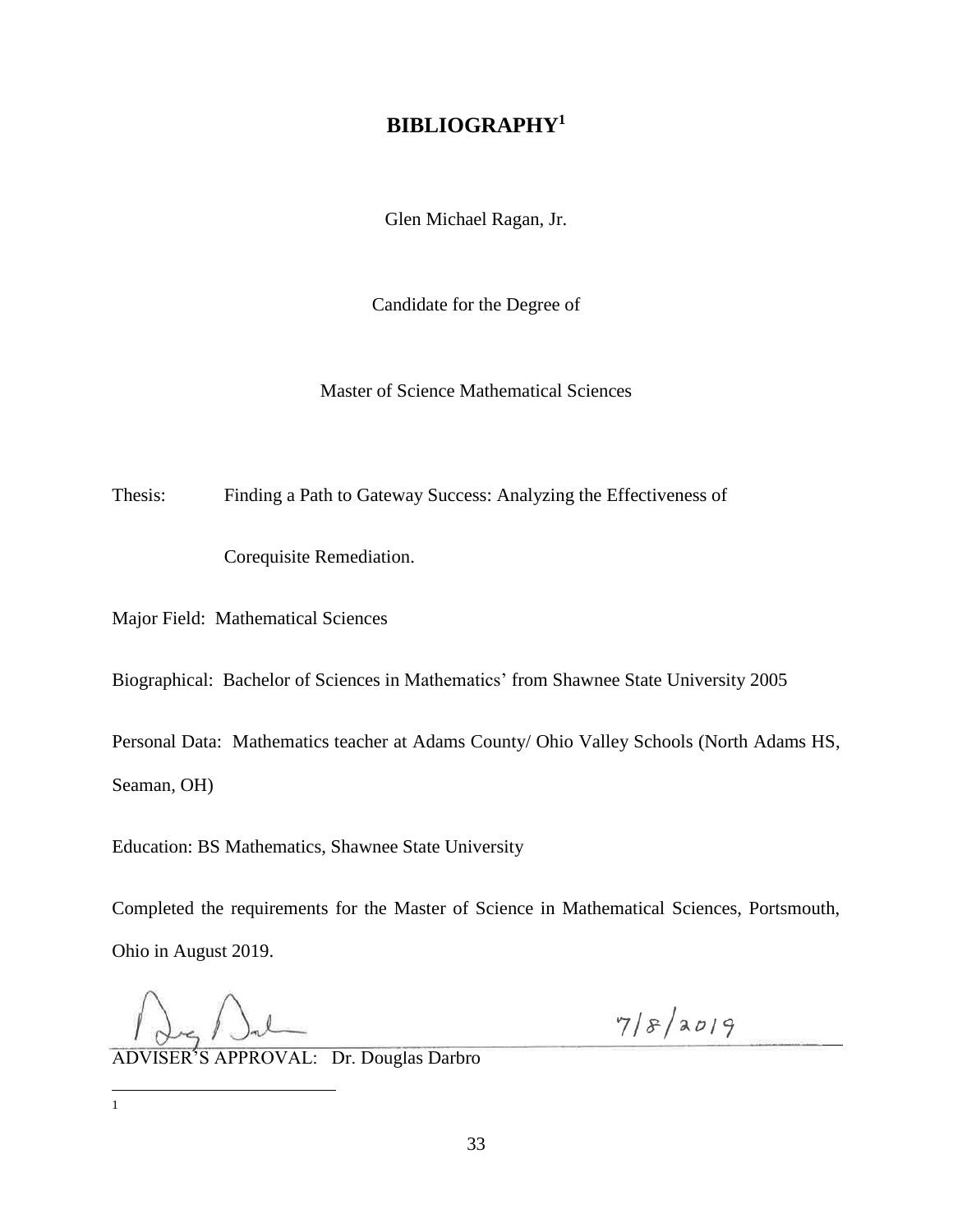# BIBLIOGRAPHY[1]

Glen Michael Ragan, Jr.

Candidate for the Degree of

Master of Science Mathematical Sciences

Thesis: Finding a Path to Gateway Success: Analyzing the Effectiveness of Corequisite Remediation.

Major Field: Mathematical Sciences

Biographical: Bachelor of Sciences in Mathematics' from Shawnee State University 2005

Personal Data: Mathematics teacher at Adams County/ Ohio Valley Schools (North Adams HS, Seaman, OH)

Education: BS Mathematics, Shawnee State University

Completed the requirements for the Master of Science in Mathematical Sciences, Portsmouth, Ohio in August 2019.

7/8/2019

ADVISER'S APPROVAL: Dr. Douglas Darbro

[1]